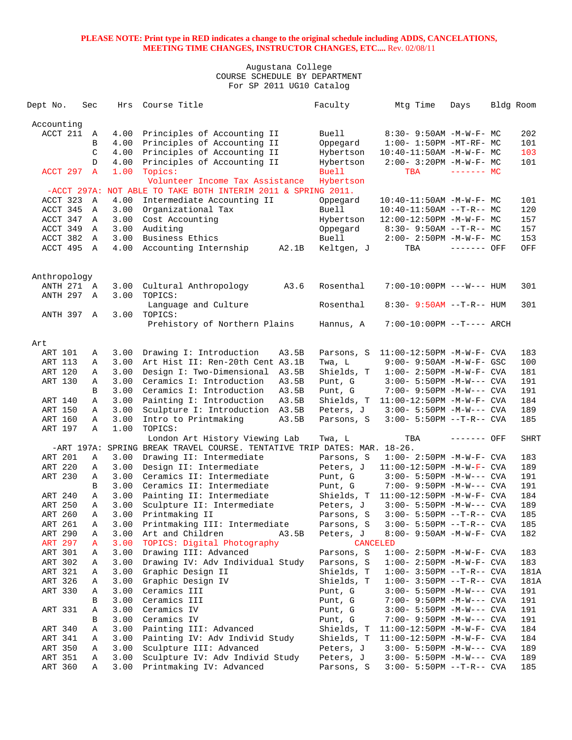**PLEASE NOTE: Print type in RED indicates a change to the original schedule including ADDS, CANCELATIONS, MEETING TIME CHANGES, INSTRUCTOR CHANGES, ETC....** Rev. 02/08/11

Augustana College
COURSE SCHEDULE BY DEPARTMENT
For SP 2011 UG10 Catalog

| Dept No. | Sec | Hrs | Course Title | | Faculty | Mtg Time | Days | Bldg | Room |
|---|---|---|---|---|---|---|---|---|---|
| **Accounting** | | | | | | | | | |
| ACCT 211 | A | 4.00 | Principles of Accounting II | | Buell | 8:30- 9:50AM | -M-W-F- | MC | 202 |
| | B | 4.00 | Principles of Accounting II | | Oppegard | 1:00- 1:50PM | -MT-RF- | MC | 101 |
| | C | 4.00 | Principles of Accounting II | | Hybertson | 10:40-11:50AM | -M-W-F- | MC | 103 |
| | D | 4.00 | Principles of Accounting II | | Hybertson | 2:00- 3:20PM | -M-W-F- | MC | 101 |
| ACCT 297 | A | 1.00 | Topics: | | Buell | TBA | ------- | MC | |
| | | | Volunteer Income Tax Assistance | | Hybertson | | | | |
| -ACCT 297A: NOT ABLE TO TAKE BOTH INTERIM 2011 & SPRING 2011. | | | | | | | | | |
| ACCT 323 | A | 4.00 | Intermediate Accounting II | | Oppegard | 10:40-11:50AM | -M-W-F- | MC | 101 |
| ACCT 345 | A | 3.00 | Organizational Tax | | Buell | 10:40-11:50AM | --T-R-- | MC | 120 |
| ACCT 347 | A | 3.00 | Cost Accounting | | Hybertson | 12:00-12:50PM | -M-W-F- | MC | 157 |
| ACCT 349 | A | 3.00 | Auditing | | Oppegard | 8:30- 9:50AM | --T-R-- | MC | 157 |
| ACCT 382 | A | 3.00 | Business Ethics | | Buell | 2:00- 2:50PM | -M-W-F- | MC | 153 |
| ACCT 495 | A | 4.00 | Accounting Internship | A2.1B | Keltgen, J | TBA | ------- | OFF | OFF |
| **Anthropology** | | | | | | | | | |
| ANTH 271 | A | 3.00 | Cultural Anthropology | A3.6 | Rosenthal | 7:00-10:00PM | ---W--- | HUM | 301 |
| ANTH 297 | A | 3.00 | TOPICS: | | | | | | |
| | | | Language and Culture | | Rosenthal | 8:30- 9:50AM | --T-R-- | HUM | 301 |
| ANTH 397 | A | 3.00 | TOPICS: | | | | | | |
| | | | Prehistory of Northern Plains | | Hannus, A | 7:00-10:00PM | --T---- | ARCH | |
| **Art** | | | | | | | | | |
| ART 101 | A | 3.00 | Drawing I: Introduction | A3.5B | Parsons, S | 11:00-12:50PM | -M-W-F- | CVA | 183 |
| ART 113 | A | 3.00 | Art Hist II: Ren-20th Cent | A3.1B | Twa, L | 9:00- 9:50AM | -M-W-F- | GSC | 100 |
| ART 120 | A | 3.00 | Design I: Two-Dimensional | A3.5B | Shields, T | 1:00- 2:50PM | -M-W-F- | CVA | 181 |
| ART 130 | A | 3.00 | Ceramics I: Introduction | A3.5B | Punt, G | 3:00- 5:50PM | -M-W--- | CVA | 191 |
| | B | 3.00 | Ceramics I: Introduction | A3.5B | Punt, G | 7:00- 9:50PM | -M-W--- | CVA | 191 |
| ART 140 | A | 3.00 | Painting I: Introduction | A3.5B | Shields, T | 11:00-12:50PM | -M-W-F- | CVA | 184 |
| ART 150 | A | 3.00 | Sculpture I: Introduction | A3.5B | Peters, J | 3:00- 5:50PM | -M-W--- | CVA | 189 |
| ART 160 | A | 3.00 | Intro to Printmaking | A3.5B | Parsons, S | 3:00- 5:50PM | --T-R-- | CVA | 185 |
| ART 197 | A | 1.00 | TOPICS: | | | | | | |
| | | | London Art History Viewing Lab | | Twa, L | TBA | ------- | OFF | SHRT |
| -ART 197A: SPRING BREAK TRAVEL COURSE. TENTATIVE TRIP DATES: MAR. 18-26. | | | | | | | | | |
| ART 201 | A | 3.00 | Drawing II: Intermediate | | Parsons, S | 1:00- 2:50PM | -M-W-F- | CVA | 183 |
| ART 220 | A | 3.00 | Design II: Intermediate | | Peters, J | 11:00-12:50PM | -M-W-F- | CVA | 189 |
| ART 230 | A | 3.00 | Ceramics II: Intermediate | | Punt, G | 3:00- 5:50PM | -M-W--- | CVA | 191 |
| | B | 3.00 | Ceramics II: Intermediate | | Punt, G | 7:00- 9:50PM | -M-W--- | CVA | 191 |
| ART 240 | A | 3.00 | Painting II: Intermediate | | Shields, T | 11:00-12:50PM | -M-W-F- | CVA | 184 |
| ART 250 | A | 3.00 | Sculpture II: Intermediate | | Peters, J | 3:00- 5:50PM | -M-W--- | CVA | 189 |
| ART 260 | A | 3.00 | Printmaking II | | Parsons, S | 3:00- 5:50PM | --T-R-- | CVA | 185 |
| ART 261 | A | 3.00 | Printmaking III: Intermediate | | Parsons, S | 3:00- 5:50PM | --T-R-- | CVA | 185 |
| ART 290 | A | 3.00 | Art and Children | A3.5B | Peters, J | 8:00- 9:50AM | -M-W-F- | CVA | 182 |
| ART 297 | A | 3.00 | TOPICS: Digital Photography | | CANCELED | | | | |
| ART 301 | A | 3.00 | Drawing III: Advanced | | Parsons, S | 1:00- 2:50PM | -M-W-F- | CVA | 183 |
| ART 302 | A | 3.00 | Drawing IV: Adv Individual Study | | Parsons, S | 1:00- 2:50PM | -M-W-F- | CVA | 183 |
| ART 321 | A | 3.00 | Graphic Design II | | Shields, T | 1:00- 3:50PM | --T-R-- | CVA | 181A |
| ART 326 | A | 3.00 | Graphic Design IV | | Shields, T | 1:00- 3:50PM | --T-R-- | CVA | 181A |
| ART 330 | A | 3.00 | Ceramics III | | Punt, G | 3:00- 5:50PM | -M-W--- | CVA | 191 |
| | B | 3.00 | Ceramics III | | Punt, G | 7:00- 9:50PM | -M-W--- | CVA | 191 |
| ART 331 | A | 3.00 | Ceramics IV | | Punt, G | 3:00- 5:50PM | -M-W--- | CVA | 191 |
| | B | 3.00 | Ceramics IV | | Punt, G | 7:00- 9:50PM | -M-W--- | CVA | 191 |
| ART 340 | A | 3.00 | Painting III: Advanced | | Shields, T | 11:00-12:50PM | -M-W-F- | CVA | 184 |
| ART 341 | A | 3.00 | Painting IV: Adv Individ Study | | Shields, T | 11:00-12:50PM | -M-W-F- | CVA | 184 |
| ART 350 | A | 3.00 | Sculpture III: Advanced | | Peters, J | 3:00- 5:50PM | -M-W--- | CVA | 189 |
| ART 351 | A | 3.00 | Sculpture IV: Adv Individ Study | | Peters, J | 3:00- 5:50PM | -M-W--- | CVA | 189 |
| ART 360 | A | 3.00 | Printmaking IV: Advanced | | Parsons, S | 3:00- 5:50PM | --T-R-- | CVA | 185 |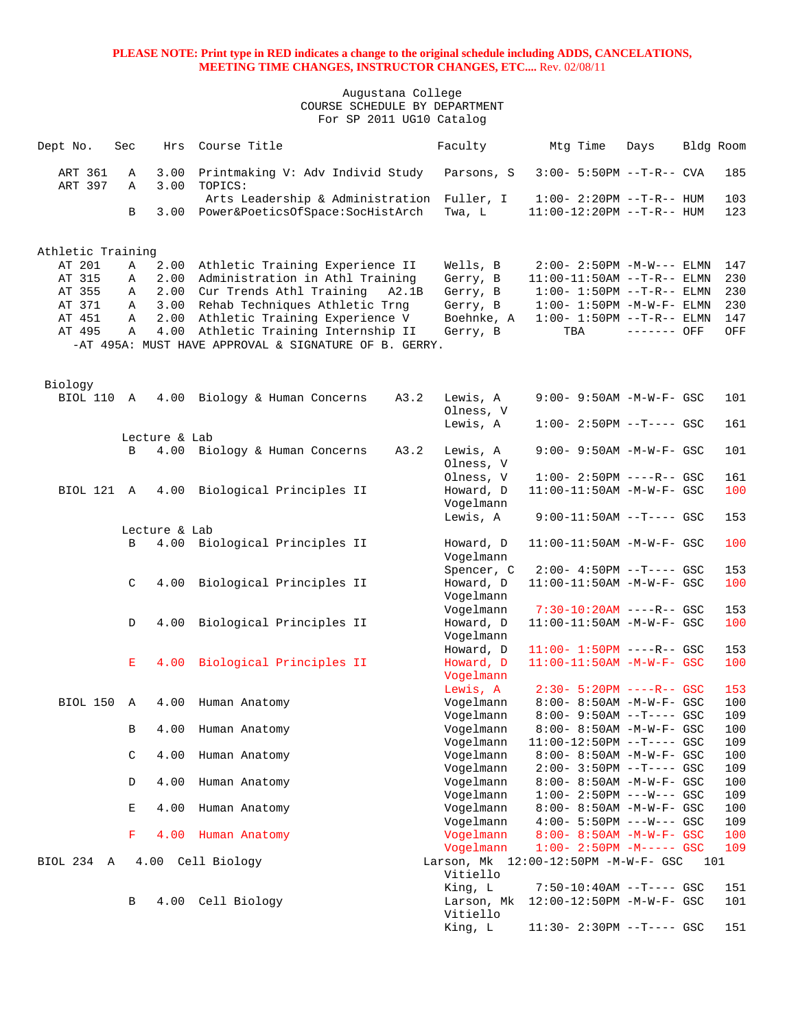**PLEASE NOTE: Print type in RED indicates a change to the original schedule including ADDS, CANCELATIONS, MEETING TIME CHANGES, INSTRUCTOR CHANGES, ETC....** Rev. 02/08/11

Augustana College
COURSE SCHEDULE BY DEPARTMENT
For SP 2011 UG10 Catalog

| Dept No. | Sec | Hrs | Course Title | Faculty | Mtg Time | Days | Bldg | Room |
|---|---|---|---|---|---|---|---|---|
| ART 361 | A | 3.00 | Printmaking V: Adv Individ Study | Parsons, S | 3:00- 5:50PM | --T-R-- | CVA | 185 |
| ART 397 | A | 3.00 | TOPICS: | | | | | |
| | | | Arts Leadership & Administration | Fuller, I | 1:00- 2:20PM | --T-R-- | HUM | 103 |
| | B | 3.00 | Power&PoeticsOfSpace:SocHistArch | Twa, L | 11:00-12:20PM | --T-R-- | HUM | 123 |

Athletic Training

| Dept No. | Sec | Hrs | Course Title | Faculty | Mtg Time | Days | Bldg | Room |
|---|---|---|---|---|---|---|---|---|
| AT 201 | A | 2.00 | Athletic Training Experience II | Wells, B | 2:00- 2:50PM | -M-W--- | ELMN | 147 |
| AT 315 | A | 2.00 | Administration in Athl Training | Gerry, B | 11:00-11:50AM | --T-R-- | ELMN | 230 |
| AT 355 | A | 2.00 | Cur Trends Athl Training A2.1B | Gerry, B | 1:00- 1:50PM | --T-R-- | ELMN | 230 |
| AT 371 | A | 3.00 | Rehab Techniques Athletic Trng | Gerry, B | 1:00- 1:50PM | -M-W-F- | ELMN | 230 |
| AT 451 | A | 2.00 | Athletic Training Experience V | Boehnke, A | 1:00- 1:50PM | --T-R-- | ELMN | 147 |
| AT 495 | A | 4.00 | Athletic Training Internship II | Gerry, B | TBA | ------- | OFF | OFF |

-AT 495A: MUST HAVE APPROVAL & SIGNATURE OF B. GERRY.

Biology

| Dept No. | Sec | Hrs | Course Title | Faculty | Mtg Time | Days | Bldg | Room |
|---|---|---|---|---|---|---|---|---|
| BIOL 110 | A | 4.00 | Biology & Human Concerns A3.2 | Lewis, A | 9:00- 9:50AM | -M-W-F- | GSC | 101 |
| | | | | Olness, V | | | | |
| | | | | Lewis, A | 1:00- 2:50PM | --T---- | GSC | 161 |
| | Lecture & Lab | | | | | | | |
| | B | 4.00 | Biology & Human Concerns A3.2 | Lewis, A | 9:00- 9:50AM | -M-W-F- | GSC | 101 |
| | | | | Olness, V | | | | |
| | | | | Olness, V | 1:00- 2:50PM | ----R-- | GSC | 161 |
| BIOL 121 | A | 4.00 | Biological Principles II | Howard, D | 11:00-11:50AM | -M-W-F- | GSC | 100 |
| | | | | Vogelmann | | | | |
| | | | | Lewis, A | 9:00-11:50AM | --T---- | GSC | 153 |
| | Lecture & Lab | | | | | | | |
| | B | 4.00 | Biological Principles II | Howard, D | 11:00-11:50AM | -M-W-F- | GSC | 100 |
| | | | | Vogelmann | | | | |
| | | | | Spencer, C | 2:00- 4:50PM | --T---- | GSC | 153 |
| | C | 4.00 | Biological Principles II | Howard, D | 11:00-11:50AM | -M-W-F- | GSC | 100 |
| | | | | Vogelmann | | | | |
| | | | | Vogelmann | 7:30-10:20AM | ----R-- | GSC | 153 |
| | D | 4.00 | Biological Principles II | Howard, D | 11:00-11:50AM | -M-W-F- | GSC | 100 |
| | | | | Vogelmann | | | | |
| | | | | Howard, D | 11:00- 1:50PM | ----R-- | GSC | 153 |
| | E | 4.00 | Biological Principles II | Howard, D | 11:00-11:50AM | -M-W-F- | GSC | 100 |
| | | | | Vogelmann | | | | |
| | | | | Lewis, A | 2:30- 5:20PM | ----R-- | GSC | 153 |
| BIOL 150 | A | 4.00 | Human Anatomy | Vogelmann | 8:00- 8:50AM | -M-W-F- | GSC | 100 |
| | | | | Vogelmann | 8:00- 9:50AM | --T---- | GSC | 109 |
| | B | 4.00 | Human Anatomy | Vogelmann | 8:00- 8:50AM | -M-W-F- | GSC | 100 |
| | | | | Vogelmann | 11:00-12:50PM | --T---- | GSC | 109 |
| | C | 4.00 | Human Anatomy | Vogelmann | 8:00- 8:50AM | -M-W-F- | GSC | 100 |
| | | | | Vogelmann | 2:00- 3:50PM | --T---- | GSC | 109 |
| | D | 4.00 | Human Anatomy | Vogelmann | 8:00- 8:50AM | -M-W-F- | GSC | 100 |
| | | | | Vogelmann | 1:00- 2:50PM | ---W--- | GSC | 109 |
| | E | 4.00 | Human Anatomy | Vogelmann | 8:00- 8:50AM | -M-W-F- | GSC | 100 |
| | | | | Vogelmann | 4:00- 5:50PM | ---W--- | GSC | 109 |
| | F | 4.00 | Human Anatomy | Vogelmann | 8:00- 8:50AM | -M-W-F- | GSC | 100 |
| | | | | Vogelmann | 1:00- 2:50PM | -M----- | GSC | 109 |
| BIOL 234 | A | 4.00 | Cell Biology | Larson, Mk | 12:00-12:50PM | -M-W-F- | GSC | 101 |
| | | | | Vitiello | | | | |
| | | | | King, L | 7:50-10:40AM | --T---- | GSC | 151 |
| | B | 4.00 | Cell Biology | Larson, Mk | 12:00-12:50PM | -M-W-F- | GSC | 101 |
| | | | | Vitiello | | | | |
| | | | | King, L | 11:30- 2:30PM | --T---- | GSC | 151 |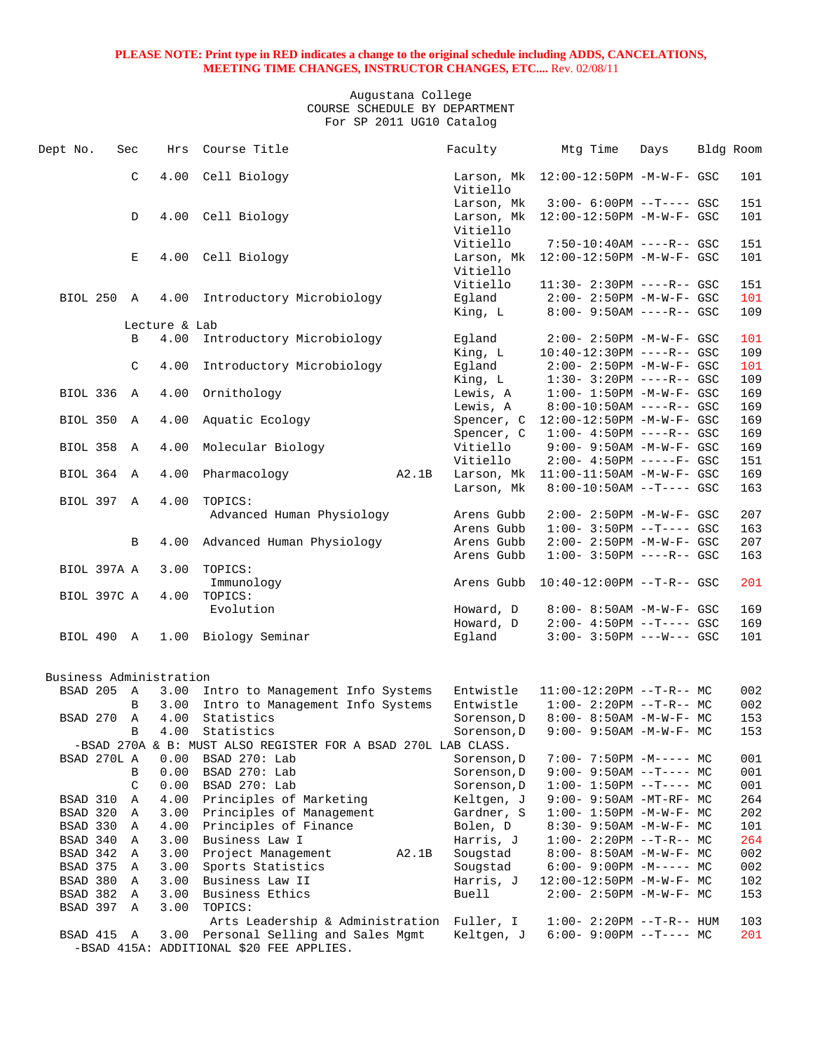**PLEASE NOTE: Print type in RED indicates a change to the original schedule including ADDS, CANCELATIONS, MEETING TIME CHANGES, INSTRUCTOR CHANGES, ETC....** Rev. 02/08/11

Augustana College
COURSE SCHEDULE BY DEPARTMENT
For SP 2011 UG10 Catalog

| Dept No. | Sec | Hrs | Course Title | | Faculty | Mtg Time | Days | Bldg | Room |
|---|---|---|---|---|---|---|---|---|---|
| | C | 4.00 | Cell Biology | | Larson, Mk | 12:00-12:50PM | -M-W-F- | GSC | 101 |
| | | | | | Vitiello | | | | |
| | | | | | Larson, Mk | 3:00- 6:00PM | --T---- | GSC | 151 |
| | D | 4.00 | Cell Biology | | Larson, Mk | 12:00-12:50PM | -M-W-F- | GSC | 101 |
| | | | | | Vitiello | | | | |
| | | | | | Vitiello | 7:50-10:40AM | ----R-- | GSC | 151 |
| | E | 4.00 | Cell Biology | | Larson, Mk | 12:00-12:50PM | -M-W-F- | GSC | 101 |
| | | | | | Vitiello | | | | |
| | | | | | Vitiello | 11:30- 2:30PM | ----R-- | GSC | 151 |
| BIOL 250 | A | 4.00 | Introductory Microbiology | | Egland | 2:00- 2:50PM | -M-W-F- | GSC | 101 |
| | | | | | King, L | 8:00- 9:50AM | ----R-- | GSC | 109 |
| | Lecture & Lab | | | | | | | | |
| | B | 4.00 | Introductory Microbiology | | Egland | 2:00- 2:50PM | -M-W-F- | GSC | 101 |
| | | | | | King, L | 10:40-12:30PM | ----R-- | GSC | 109 |
| | C | 4.00 | Introductory Microbiology | | Egland | 2:00- 2:50PM | -M-W-F- | GSC | 101 |
| | | | | | King, L | 1:30- 3:20PM | ----R-- | GSC | 109 |
| BIOL 336 | A | 4.00 | Ornithology | | Lewis, A | 1:00- 1:50PM | -M-W-F- | GSC | 169 |
| | | | | | Lewis, A | 8:00-10:50AM | ----R-- | GSC | 169 |
| BIOL 350 | A | 4.00 | Aquatic Ecology | | Spencer, C | 12:00-12:50PM | -M-W-F- | GSC | 169 |
| | | | | | Spencer, C | 1:00- 4:50PM | ----R-- | GSC | 169 |
| BIOL 358 | A | 4.00 | Molecular Biology | | Vitiello | 9:00- 9:50AM | -M-W-F- | GSC | 169 |
| | | | | | Vitiello | 2:00- 4:50PM | -----F- | GSC | 151 |
| BIOL 364 | A | 4.00 | Pharmacology | A2.1B | Larson, Mk | 11:00-11:50AM | -M-W-F- | GSC | 169 |
| | | | | | Larson, Mk | 8:00-10:50AM | --T---- | GSC | 163 |
| BIOL 397 | A | 4.00 | TOPICS: | | | | | | |
| | | | Advanced Human Physiology | | Arens Gubb | 2:00- 2:50PM | -M-W-F- | GSC | 207 |
| | | | | | Arens Gubb | 1:00- 3:50PM | --T---- | GSC | 163 |
| | B | 4.00 | Advanced Human Physiology | | Arens Gubb | 2:00- 2:50PM | -M-W-F- | GSC | 207 |
| | | | | | Arens Gubb | 1:00- 3:50PM | ----R-- | GSC | 163 |
| BIOL 397A | A | 3.00 | TOPICS: | | | | | | |
| | | | Immunology | | Arens Gubb | 10:40-12:00PM | --T-R-- | GSC | 201 |
| BIOL 397C | A | 4.00 | TOPICS: | | | | | | |
| | | | Evolution | | Howard, D | 8:00- 8:50AM | -M-W-F- | GSC | 169 |
| | | | | | Howard, D | 2:00- 4:50PM | --T---- | GSC | 169 |
| BIOL 490 | A | 1.00 | Biology Seminar | | Egland | 3:00- 3:50PM | ---W--- | GSC | 101 |

## Business Administration

| Dept No. | Sec | Hrs | Course Title | | Faculty | Mtg Time | Days | Bldg | Room |
|---|---|---|---|---|---|---|---|---|---|
| BSAD 205 | A | 3.00 | Intro to Management Info Systems | | Entwistle | 11:00-12:20PM | --T-R-- | MC | 002 |
| | B | 3.00 | Intro to Management Info Systems | | Entwistle | 1:00- 2:20PM | --T-R-- | MC | 002 |
| BSAD 270 | A | 4.00 | Statistics | | Sorenson,D | 8:00- 8:50AM | -M-W-F- | MC | 153 |
| | B | 4.00 | Statistics | | Sorenson,D | 9:00- 9:50AM | -M-W-F- | MC | 153 |
| -BSAD 270A & B: MUST ALSO REGISTER FOR A BSAD 270L LAB CLASS. | | | | | | | | | |
| BSAD 270L | A | 0.00 | BSAD 270: Lab | | Sorenson,D | 7:00- 7:50PM | -M----- | MC | 001 |
| | B | 0.00 | BSAD 270: Lab | | Sorenson,D | 9:00- 9:50AM | --T---- | MC | 001 |
| | C | 0.00 | BSAD 270: Lab | | Sorenson,D | 1:00- 1:50PM | --T---- | MC | 001 |
| BSAD 310 | A | 4.00 | Principles of Marketing | | Keltgen, J | 9:00- 9:50AM | -MT-RF- | MC | 264 |
| BSAD 320 | A | 3.00 | Principles of Management | | Gardner, S | 1:00- 1:50PM | -M-W-F- | MC | 202 |
| BSAD 330 | A | 4.00 | Principles of Finance | | Bolen, D | 8:30- 9:50AM | -M-W-F- | MC | 101 |
| BSAD 340 | A | 3.00 | Business Law I | | Harris, J | 1:00- 2:20PM | --T-R-- | MC | 264 |
| BSAD 342 | A | 3.00 | Project Management | A2.1B | Sougstad | 8:00- 8:50AM | -M-W-F- | MC | 002 |
| BSAD 375 | A | 3.00 | Sports Statistics | | Sougstad | 6:00- 9:00PM | -M----- | MC | 002 |
| BSAD 380 | A | 3.00 | Business Law II | | Harris, J | 12:00-12:50PM | -M-W-F- | MC | 102 |
| BSAD 382 | A | 3.00 | Business Ethics | | Buell | 2:00- 2:50PM | -M-W-F- | MC | 153 |
| BSAD 397 | A | 3.00 | TOPICS: | | | | | | |
| | | | Arts Leadership & Administration | | Fuller, I | 1:00- 2:20PM | --T-R-- | HUM | 103 |
| BSAD 415 | A | 3.00 | Personal Selling and Sales Mgmt | | Keltgen, J | 6:00- 9:00PM | --T---- | MC | 201 |
| -BSAD 415A: ADDITIONAL $20 FEE APPLIES. | | | | | | | | | |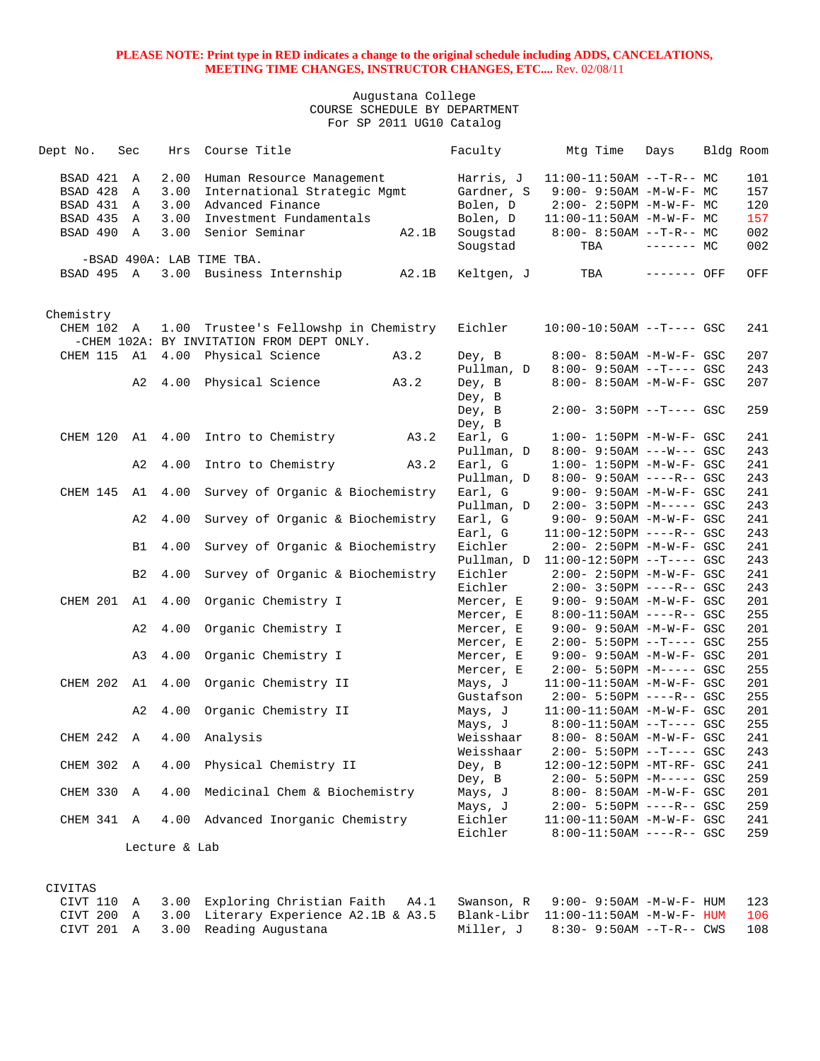**PLEASE NOTE: Print type in RED indicates a change to the original schedule including ADDS, CANCELATIONS, MEETING TIME CHANGES, INSTRUCTOR CHANGES, ETC....** Rev. 02/08/11

Augustana College
COURSE SCHEDULE BY DEPARTMENT
For SP 2011 UG10 Catalog

| Dept No. | Sec | Hrs | Course Title | | Faculty | Mtg Time | Days | Bldg | Room |
|---|---|---|---|---|---|---|---|---|---|
| BSAD 421 | A | 2.00 | Human Resource Management | | Harris, J | 11:00-11:50AM | --T-R-- | MC | 101 |
| BSAD 428 | A | 3.00 | International Strategic Mgmt | | Gardner, S | 9:00- 9:50AM | -M-W-F- | MC | 157 |
| BSAD 431 | A | 3.00 | Advanced Finance | | Bolen, D | 2:00- 2:50PM | -M-W-F- | MC | 120 |
| BSAD 435 | A | 3.00 | Investment Fundamentals | | Bolen, D | 11:00-11:50AM | -M-W-F- | MC | 157 |
| BSAD 490 | A | 3.00 | Senior Seminar | A2.1B | Sougstad | 8:00- 8:50AM | --T-R-- | MC | 002 |
| | | | | | Sougstad | TBA | ------- | MC | 002 |
| -BSAD 490A: LAB TIME TBA. | | | | | | | | | |
| BSAD 495 | A | 3.00 | Business Internship | A2.1B | Keltgen, J | TBA | ------- | OFF | OFF |

Chemistry

| Dept No. | Sec | Hrs | Course Title | | Faculty | Mtg Time | Days | Bldg | Room |
|---|---|---|---|---|---|---|---|---|---|
| CHEM 102 | A | 1.00 | Trustee's Fellowshp in Chemistry | | Eichler | 10:00-10:50AM | --T---- | GSC | 241 |
| -CHEM 102A: BY INVITATION FROM DEPT ONLY. | | | | | | | | | |
| CHEM 115 | A1 | 4.00 | Physical Science | A3.2 | Dey, B | 8:00- 8:50AM | -M-W-F- | GSC | 207 |
| | | | | | Pullman, D | 8:00- 9:50AM | --T---- | GSC | 243 |
| | A2 | 4.00 | Physical Science | A3.2 | Dey, B | 8:00- 8:50AM | -M-W-F- | GSC | 207 |
| | | | | | Dey, B | | | | |
| | | | | | Dey, B | 2:00- 3:50PM | --T---- | GSC | 259 |
| | | | | | Dey, B | | | | |
| CHEM 120 | A1 | 4.00 | Intro to Chemistry | A3.2 | Earl, G | 1:00- 1:50PM | -M-W-F- | GSC | 241 |
| | | | | | Pullman, D | 8:00- 9:50AM | ---W--- | GSC | 243 |
| | A2 | 4.00 | Intro to Chemistry | A3.2 | Earl, G | 1:00- 1:50PM | -M-W-F- | GSC | 241 |
| | | | | | Pullman, D | 8:00- 9:50AM | ----R-- | GSC | 243 |
| CHEM 145 | A1 | 4.00 | Survey of Organic & Biochemistry | | Earl, G | 9:00- 9:50AM | -M-W-F- | GSC | 241 |
| | | | | | Pullman, D | 2:00- 3:50PM | -M----- | GSC | 243 |
| | A2 | 4.00 | Survey of Organic & Biochemistry | | Earl, G | 9:00- 9:50AM | -M-W-F- | GSC | 241 |
| | | | | | Earl, G | 11:00-12:50PM | ----R-- | GSC | 243 |
| | B1 | 4.00 | Survey of Organic & Biochemistry | | Eichler | 2:00- 2:50PM | -M-W-F- | GSC | 241 |
| | | | | | Pullman, D | 11:00-12:50PM | --T---- | GSC | 243 |
| | B2 | 4.00 | Survey of Organic & Biochemistry | | Eichler | 2:00- 2:50PM | -M-W-F- | GSC | 241 |
| | | | | | Eichler | 2:00- 3:50PM | ----R-- | GSC | 243 |
| CHEM 201 | A1 | 4.00 | Organic Chemistry I | | Mercer, E | 9:00- 9:50AM | -M-W-F- | GSC | 201 |
| | | | | | Mercer, E | 8:00-11:50AM | ----R-- | GSC | 255 |
| | A2 | 4.00 | Organic Chemistry I | | Mercer, E | 9:00- 9:50AM | -M-W-F- | GSC | 201 |
| | | | | | Mercer, E | 2:00- 5:50PM | --T---- | GSC | 255 |
| | A3 | 4.00 | Organic Chemistry I | | Mercer, E | 9:00- 9:50AM | -M-W-F- | GSC | 201 |
| | | | | | Mercer, E | 2:00- 5:50PM | -M----- | GSC | 255 |
| CHEM 202 | A1 | 4.00 | Organic Chemistry II | | Mays, J | 11:00-11:50AM | -M-W-F- | GSC | 201 |
| | | | | | Gustafson | 2:00- 5:50PM | ----R-- | GSC | 255 |
| | A2 | 4.00 | Organic Chemistry II | | Mays, J | 11:00-11:50AM | -M-W-F- | GSC | 201 |
| | | | | | Mays, J | 8:00-11:50AM | --T---- | GSC | 255 |
| CHEM 242 | A | 4.00 | Analysis | | Weisshaar | 8:00- 8:50AM | -M-W-F- | GSC | 241 |
| | | | | | Weisshaar | 2:00- 5:50PM | --T---- | GSC | 243 |
| CHEM 302 | A | 4.00 | Physical Chemistry II | | Dey, B | 12:00-12:50PM | -MT-RF- | GSC | 241 |
| | | | | | Dey, B | 2:00- 5:50PM | -M----- | GSC | 259 |
| CHEM 330 | A | 4.00 | Medicinal Chem & Biochemistry | | Mays, J | 8:00- 8:50AM | -M-W-F- | GSC | 201 |
| | | | | | Mays, J | 2:00- 5:50PM | ----R-- | GSC | 259 |
| CHEM 341 | A | 4.00 | Advanced Inorganic Chemistry | | Eichler | 11:00-11:50AM | -M-W-F- | GSC | 241 |
| | | | | | Eichler | 8:00-11:50AM | ----R-- | GSC | 259 |
| | | | Lecture & Lab | | | | | | |

CIVITAS

| Dept No. | Sec | Hrs | Course Title | | Faculty | Mtg Time | Days | Bldg | Room |
|---|---|---|---|---|---|---|---|---|---|
| CIVT 110 | A | 3.00 | Exploring Christian Faith | A4.1 | Swanson, R | 9:00- 9:50AM | -M-W-F- | HUM | 123 |
| CIVT 200 | A | 3.00 | Literary Experience | A2.1B & A3.5 | Blank-Libr | 11:00-11:50AM | -M-W-F- | HUM | 106 |
| CIVT 201 | A | 3.00 | Reading Augustana | | Miller, J | 8:30- 9:50AM | --T-R-- | CWS | 108 |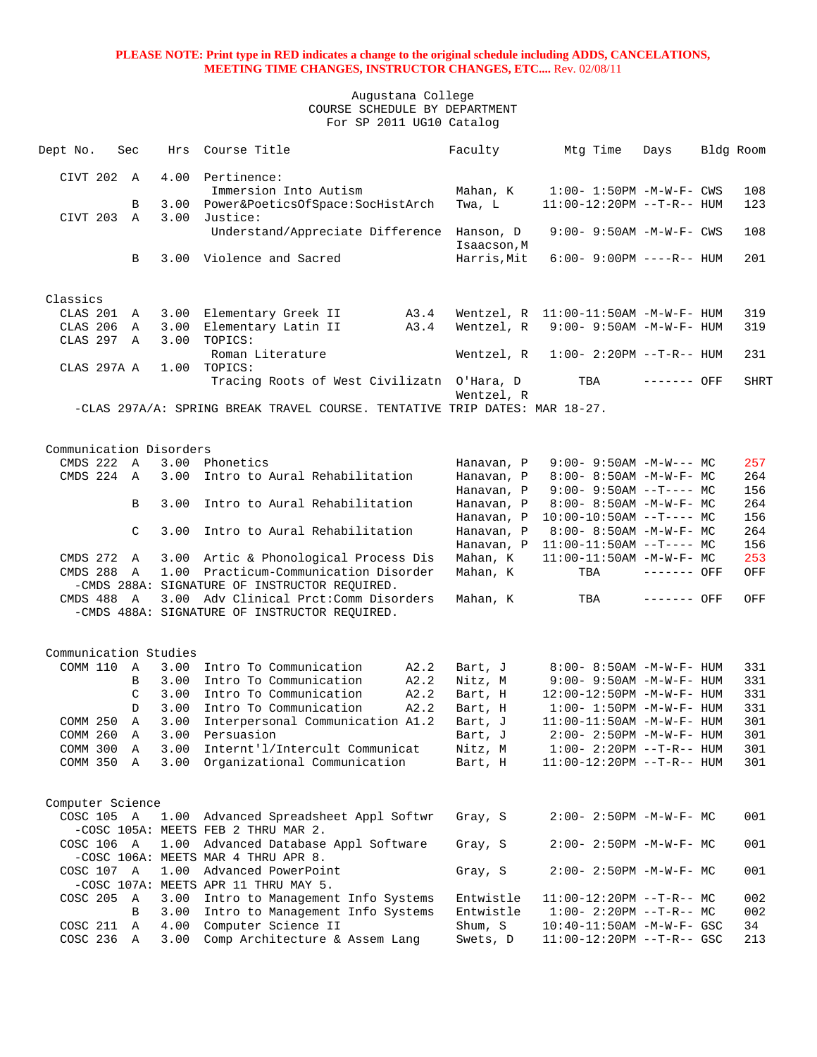**PLEASE NOTE: Print type in RED indicates a change to the original schedule including ADDS, CANCELATIONS, MEETING TIME CHANGES, INSTRUCTOR CHANGES, ETC....** Rev. 02/08/11

Augustana College
COURSE SCHEDULE BY DEPARTMENT
For SP 2011 UG10 Catalog

| Dept No. | Sec | Hrs | Course Title | | Faculty | Mtg Time | Days | Bldg | Room |
|---|---|---|---|---|---|---|---|---|---|
| CIVT 202 | A | 4.00 | Pertinence: Immersion Into Autism | | Mahan, K | 1:00- 1:50PM | -M-W-F- | CWS | 108 |
| | B | 3.00 | Power&PoeticsOfSpace:SocHistArch | | Twa, L | 11:00-12:20PM | --T-R-- | HUM | 123 |
| CIVT 203 | A | 3.00 | Justice: Understand/Appreciate Difference | | Hanson, D<br>Isaacson,M | 9:00- 9:50AM | -M-W-F- | CWS | 108 |
| | B | 3.00 | Violence and Sacred | | Harris,Mit | 6:00- 9:00PM | ----R-- | HUM | 201 |

## Classics

| Dept No. | Sec | Hrs | Course Title | | Faculty | Mtg Time | Days | Bldg | Room |
|---|---|---|---|---|---|---|---|---|---|
| CLAS 201 | A | 3.00 | Elementary Greek II | A3.4 | Wentzel, R | 11:00-11:50AM | -M-W-F- | HUM | 319 |
| CLAS 206 | A | 3.00 | Elementary Latin II | A3.4 | Wentzel, R | 9:00- 9:50AM | -M-W-F- | HUM | 319 |
| CLAS 297 | A | 3.00 | TOPICS: Roman Literature | | Wentzel, R | 1:00- 2:20PM | --T-R-- | HUM | 231 |
| CLAS 297A | A | 1.00 | TOPICS: Tracing Roots of West Civilizatn | | O'Hara, D<br>Wentzel, R | TBA | ------- | OFF | SHRT |

-CLAS 297A/A: SPRING BREAK TRAVEL COURSE. TENTATIVE TRIP DATES: MAR 18-27.

## Communication Disorders

| Dept No. | Sec | Hrs | Course Title | | Faculty | Mtg Time | Days | Bldg | Room |
|---|---|---|---|---|---|---|---|---|---|
| CMDS 222 | A | 3.00 | Phonetics | | Hanavan, P | 9:00- 9:50AM | -M-W--- | MC | 257 |
| CMDS 224 | A | 3.00 | Intro to Aural Rehabilitation | | Hanavan, P | 8:00- 8:50AM | -M-W-F- | MC | 264 |
| | | | | | Hanavan, P | 9:00- 9:50AM | --T---- | MC | 156 |
| | B | 3.00 | Intro to Aural Rehabilitation | | Hanavan, P | 8:00- 8:50AM | -M-W-F- | MC | 264 |
| | | | | | Hanavan, P | 10:00-10:50AM | --T---- | MC | 156 |
| | C | 3.00 | Intro to Aural Rehabilitation | | Hanavan, P | 8:00- 8:50AM | -M-W-F- | MC | 264 |
| | | | | | Hanavan, P | 11:00-11:50AM | --T---- | MC | 156 |
| CMDS 272 | A | 3.00 | Artic & Phonological Process Dis | | Mahan, K | 11:00-11:50AM | -M-W-F- | MC | 253 |
| CMDS 288 | A | 1.00 | Practicum-Communication Disorder | | Mahan, K | TBA | ------- | OFF | OFF |

-CMDS 288A: SIGNATURE OF INSTRUCTOR REQUIRED.

| Dept No. | Sec | Hrs | Course Title | | Faculty | Mtg Time | Days | Bldg | Room |
|---|---|---|---|---|---|---|---|---|---|
| CMDS 488 | A | 3.00 | Adv Clinical Prct:Comm Disorders | | Mahan, K | TBA | ------- | OFF | OFF |

-CMDS 488A: SIGNATURE OF INSTRUCTOR REQUIRED.

## Communication Studies

| Dept No. | Sec | Hrs | Course Title | | Faculty | Mtg Time | Days | Bldg | Room |
|---|---|---|---|---|---|---|---|---|---|
| COMM 110 | A | 3.00 | Intro To Communication | A2.2 | Bart, J | 8:00- 8:50AM | -M-W-F- | HUM | 331 |
| | B | 3.00 | Intro To Communication | A2.2 | Nitz, M | 9:00- 9:50AM | -M-W-F- | HUM | 331 |
| | C | 3.00 | Intro To Communication | A2.2 | Bart, H | 12:00-12:50PM | -M-W-F- | HUM | 331 |
| | D | 3.00 | Intro To Communication | A2.2 | Bart, H | 1:00- 1:50PM | -M-W-F- | HUM | 331 |
| COMM 250 | A | 3.00 | Interpersonal Communication | A1.2 | Bart, J | 11:00-11:50AM | -M-W-F- | HUM | 301 |
| COMM 260 | A | 3.00 | Persuasion | | Bart, J | 2:00- 2:50PM | -M-W-F- | HUM | 301 |
| COMM 300 | A | 3.00 | Internt'l/Intercult Communicat | | Nitz, M | 1:00- 2:20PM | --T-R-- | HUM | 301 |
| COMM 350 | A | 3.00 | Organizational Communication | | Bart, H | 11:00-12:20PM | --T-R-- | HUM | 301 |

## Computer Science

| Dept No. | Sec | Hrs | Course Title | | Faculty | Mtg Time | Days | Bldg | Room |
|---|---|---|---|---|---|---|---|---|---|
| COSC 105 | A | 1.00 | Advanced Spreadsheet Appl Softwr | | Gray, S | 2:00- 2:50PM | -M-W-F- | MC | 001 |

-COSC 105A: MEETS FEB 2 THRU MAR 2.

| Dept No. | Sec | Hrs | Course Title | | Faculty | Mtg Time | Days | Bldg | Room |
|---|---|---|---|---|---|---|---|---|---|
| COSC 106 | A | 1.00 | Advanced Database Appl Software | | Gray, S | 2:00- 2:50PM | -M-W-F- | MC | 001 |

-COSC 106A: MEETS MAR 4 THRU APR 8.

| Dept No. | Sec | Hrs | Course Title | | Faculty | Mtg Time | Days | Bldg | Room |
|---|---|---|---|---|---|---|---|---|---|
| COSC 107 | A | 1.00 | Advanced PowerPoint | | Gray, S | 2:00- 2:50PM | -M-W-F- | MC | 001 |

-COSC 107A: MEETS APR 11 THRU MAY 5.

| Dept No. | Sec | Hrs | Course Title | | Faculty | Mtg Time | Days | Bldg | Room |
|---|---|---|---|---|---|---|---|---|---|
| COSC 205 | A | 3.00 | Intro to Management Info Systems | | Entwistle | 11:00-12:20PM | --T-R-- | MC | 002 |
| | B | 3.00 | Intro to Management Info Systems | | Entwistle | 1:00- 2:20PM | --T-R-- | MC | 002 |
| COSC 211 | A | 4.00 | Computer Science II | | Shum, S | 10:40-11:50AM | -M-W-F- | GSC | 34 |
| COSC 236 | A | 3.00 | Comp Architecture & Assem Lang | | Swets, D | 11:00-12:20PM | --T-R-- | GSC | 213 |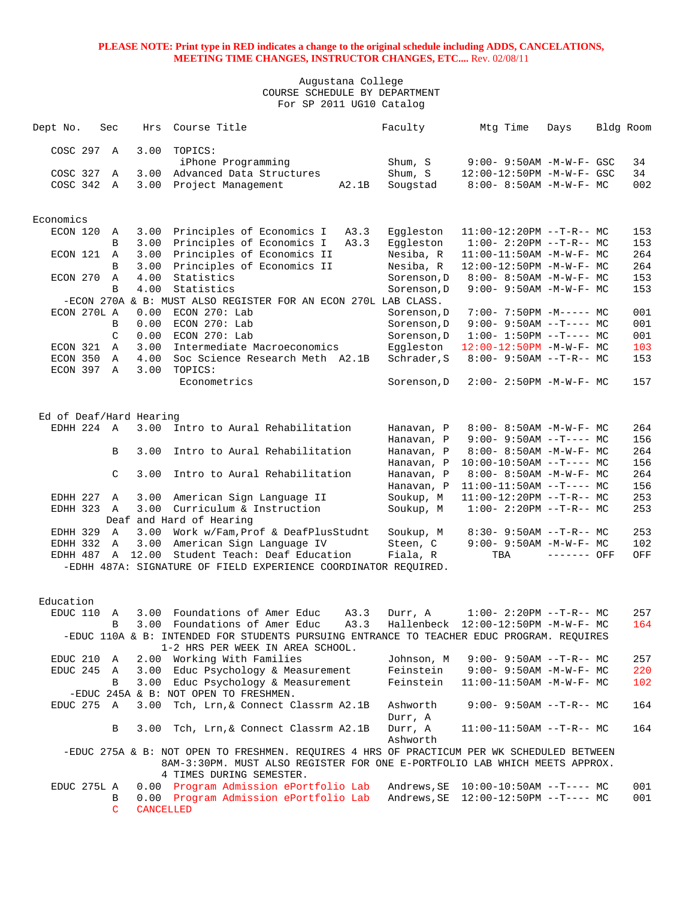**PLEASE NOTE: Print type in RED indicates a change to the original schedule including ADDS, CANCELATIONS, MEETING TIME CHANGES, INSTRUCTOR CHANGES, ETC....** Rev. 02/08/11

Augustana College
COURSE SCHEDULE BY DEPARTMENT
For SP 2011 UG10 Catalog

| Dept No. | Sec | Hrs | Course Title | | Faculty | Mtg Time | Days | Bldg | Room |
|---|---|---|---|---|---|---|---|---|---|
| COSC 297 | A | 3.00 | TOPICS: | | | | | | |
| | | | iPhone Programming | | Shum, S | 9:00- 9:50AM | -M-W-F- | GSC | 34 |
| COSC 327 | A | 3.00 | Advanced Data Structures | | Shum, S | 12:00-12:50PM | -M-W-F- | GSC | 34 |
| COSC 342 | A | 3.00 | Project Management | A2.1B | Sougstad | 8:00- 8:50AM | -M-W-F- | MC | 002 |

## Economics

| Dept No. | Sec | Hrs | Course Title | | Faculty | Mtg Time | Days | Bldg | Room |
|---|---|---|---|---|---|---|---|---|---|
| ECON 120 | A | 3.00 | Principles of Economics I | A3.3 | Eggleston | 11:00-12:20PM | --T-R-- | MC | 153 |
| | B | 3.00 | Principles of Economics I | A3.3 | Eggleston | 1:00- 2:20PM | --T-R-- | MC | 153 |
| ECON 121 | A | 3.00 | Principles of Economics II | | Nesiba, R | 11:00-11:50AM | -M-W-F- | MC | 264 |
| | B | 3.00 | Principles of Economics II | | Nesiba, R | 12:00-12:50PM | -M-W-F- | MC | 264 |
| ECON 270 | A | 4.00 | Statistics | | Sorenson,D | 8:00- 8:50AM | -M-W-F- | MC | 153 |
| | B | 4.00 | Statistics | | Sorenson,D | 9:00- 9:50AM | -M-W-F- | MC | 153 |
| -ECON 270A & B: MUST ALSO REGISTER FOR AN ECON 270L LAB CLASS. | | | | | | | | | |
| ECON 270L | A | 0.00 | ECON 270: Lab | | Sorenson,D | 7:00- 7:50PM | -M----- | MC | 001 |
| | B | 0.00 | ECON 270: Lab | | Sorenson,D | 9:00- 9:50AM | --T---- | MC | 001 |
| | C | 0.00 | ECON 270: Lab | | Sorenson,D | 1:00- 1:50PM | --T---- | MC | 001 |
| ECON 321 | A | 3.00 | Intermediate Macroeconomics | | Eggleston | 12:00-12:50PM | -M-W-F- | MC | 103 |
| ECON 350 | A | 4.00 | Soc Science Research Meth | A2.1B | Schrader,S | 8:00- 9:50AM | --T-R-- | MC | 153 |
| ECON 397 | A | 3.00 | TOPICS: | | | | | | |
| | | | Econometrics | | Sorenson,D | 2:00- 2:50PM | -M-W-F- | MC | 157 |

## Ed of Deaf/Hard Hearing

| Dept No. | Sec | Hrs | Course Title | | Faculty | Mtg Time | Days | Bldg | Room |
|---|---|---|---|---|---|---|---|---|---|
| EDHH 224 | A | 3.00 | Intro to Aural Rehabilitation | | Hanavan, P | 8:00- 8:50AM | -M-W-F- | MC | 264 |
| | | | | | Hanavan, P | 9:00- 9:50AM | --T---- | MC | 156 |
| | B | 3.00 | Intro to Aural Rehabilitation | | Hanavan, P | 8:00- 8:50AM | -M-W-F- | MC | 264 |
| | | | | | Hanavan, P | 10:00-10:50AM | --T---- | MC | 156 |
| | C | 3.00 | Intro to Aural Rehabilitation | | Hanavan, P | 8:00- 8:50AM | -M-W-F- | MC | 264 |
| | | | | | Hanavan, P | 11:00-11:50AM | --T---- | MC | 156 |
| EDHH 227 | A | 3.00 | American Sign Language II | | Soukup, M | 11:00-12:20PM | --T-R-- | MC | 253 |
| EDHH 323 | A | 3.00 | Curriculum & Instruction Deaf and Hard of Hearing | | Soukup, M | 1:00- 2:20PM | --T-R-- | MC | 253 |
| EDHH 329 | A | 3.00 | Work w/Fam,Prof & DeafPlusStudnt | | Soukup, M | 8:30- 9:50AM | --T-R-- | MC | 253 |
| EDHH 332 | A | 3.00 | American Sign Language IV | | Steen, C | 9:00- 9:50AM | -M-W-F- | MC | 102 |
| EDHH 487 | A | 12.00 | Student Teach: Deaf Education | | Fiala, R | TBA | ------- | OFF | OFF |
| -EDHH 487A: SIGNATURE OF FIELD EXPERIENCE COORDINATOR REQUIRED. | | | | | | | | | |

## Education

| Dept No. | Sec | Hrs | Course Title | | Faculty | Mtg Time | Days | Bldg | Room |
|---|---|---|---|---|---|---|---|---|---|
| EDUC 110 | A | 3.00 | Foundations of Amer Educ | A3.3 | Durr, A | 1:00- 2:20PM | --T-R-- | MC | 257 |
| | B | 3.00 | Foundations of Amer Educ | A3.3 | Hallenbeck | 12:00-12:50PM | -M-W-F- | MC | 164 |
| -EDUC 110A & B: INTENDED FOR STUDENTS PURSUING ENTRANCE TO TEACHER EDUC PROGRAM. REQUIRES 1-2 HRS PER WEEK IN AREA SCHOOL. | | | | | | | | | |
| EDUC 210 | A | 2.00 | Working With Families | | Johnson, M | 9:00- 9:50AM | --T-R-- | MC | 257 |
| EDUC 245 | A | 3.00 | Educ Psychology & Measurement | | Feinstein | 9:00- 9:50AM | -M-W-F- | MC | 220 |
| | B | 3.00 | Educ Psychology & Measurement | | Feinstein | 11:00-11:50AM | -M-W-F- | MC | 102 |
| -EDUC 245A & B: NOT OPEN TO FRESHMEN. | | | | | | | | | |
| EDUC 275 | A | 3.00 | Tch, Lrn,& Connect Classrm | A2.1B | Ashworth / Durr, A | 9:00- 9:50AM | --T-R-- | MC | 164 |
| | B | 3.00 | Tch, Lrn,& Connect Classrm | A2.1B | Durr, A / Ashworth | 11:00-11:50AM | --T-R-- | MC | 164 |
| -EDUC 275A & B: NOT OPEN TO FRESHMEN. REQUIRES 4 HRS OF PRACTICUM PER WK SCHEDULED BETWEEN 8AM-3:30PM. MUST ALSO REGISTER FOR ONE E-PORTFOLIO LAB WHICH MEETS APPROX. 4 TIMES DURING SEMESTER. | | | | | | | | | |
| EDUC 275L | A | 0.00 | Program Admission ePortfolio Lab | | Andrews,SE | 10:00-10:50AM | --T---- | MC | 001 |
| | B | 0.00 | Program Admission ePortfolio Lab | | Andrews,SE | 12:00-12:50PM | --T---- | MC | 001 |
| | C | CANCELLED | | | | | | | |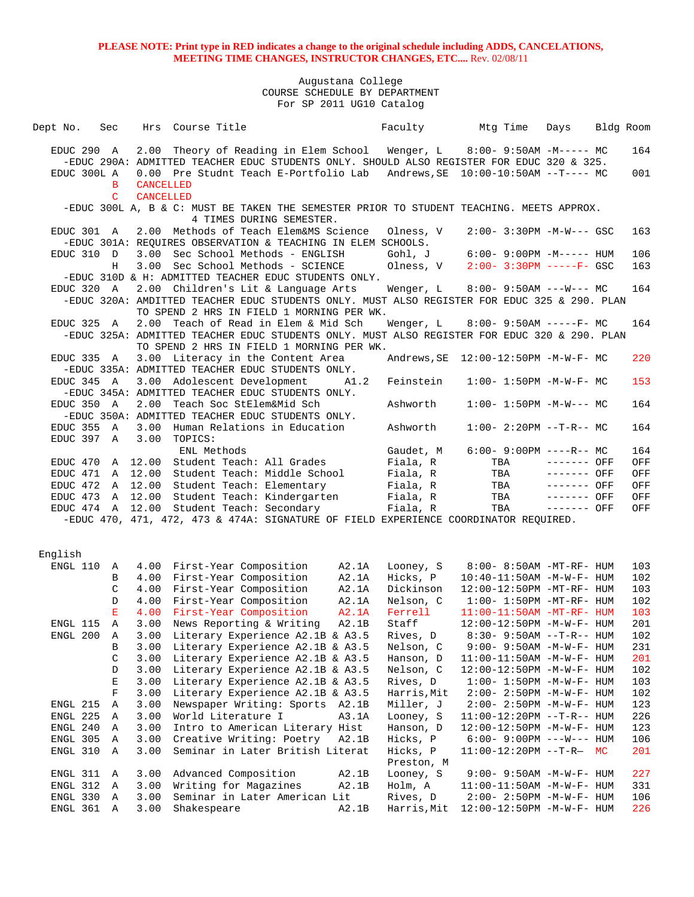**PLEASE NOTE: Print type in RED indicates a change to the original schedule including ADDS, CANCELATIONS, MEETING TIME CHANGES, INSTRUCTOR CHANGES, ETC....** Rev. 02/08/11

Augustana College
COURSE SCHEDULE BY DEPARTMENT
For SP 2011 UG10 Catalog

| Dept No. | Sec | Hrs | Course Title | Faculty | Mtg Time | Days | Bldg | Room |
|---|---|---|---|---|---|---|---|---|
| EDUC 290 | A | 2.00 | Theory of Reading in Elem School | Wenger, L | 8:00- 9:50AM | -M----- | MC | 164 |
| -EDUC 290A: ADMITTED TEACHER EDUC STUDENTS ONLY. SHOULD ALSO REGISTER FOR EDUC 320 & 325. | | | | | | | | |
| EDUC 300L | A | 0.00 | Pre Studnt Teach E-Portfolio Lab | Andrews,SE | 10:00-10:50AM | --T---- | MC | 001 |
| | B | CANCELLED | | | | | | |
| | C | CANCELLED | | | | | | |
| -EDUC 300L A, B & C: MUST BE TAKEN THE SEMESTER PRIOR TO STUDENT TEACHING. MEETS APPROX. 4 TIMES DURING SEMESTER. | | | | | | | | |
| EDUC 301 | A | 2.00 | Methods of Teach Elem&MS Science | Olness, V | 2:00- 3:30PM | -M-W--- | GSC | 163 |
| -EDUC 301A: REQUIRES OBSERVATION & TEACHING IN ELEM SCHOOLS. | | | | | | | | |
| EDUC 310 | D | 3.00 | Sec School Methods - ENGLISH | Gohl, J | 6:00- 9:00PM | -M----- | HUM | 106 |
| | H | 3.00 | Sec School Methods - SCIENCE | Olness, V | 2:00- 3:30PM | -----F- | GSC | 163 |
| -EDUC 310D & H: ADMITTED TEACHER EDUC STUDENTS ONLY. | | | | | | | | |
| EDUC 320 | A | 2.00 | Children's Lit & Language Arts | Wenger, L | 8:00- 9:50AM | ---W--- | MC | 164 |
| -EDUC 320A: AMDITTED TEACHER EDUC STUDENTS ONLY. MUST ALSO REGISTER FOR EDUC 325 & 290. PLAN TO SPEND 2 HRS IN FIELD 1 MORNING PER WK. | | | | | | | | |
| EDUC 325 | A | 2.00 | Teach of Read in Elem & Mid Sch | Wenger, L | 8:00- 9:50AM | -----F- | MC | 164 |
| -EDUC 325A: ADMITTED TEACHER EDUC STUDENTS ONLY. MUST ALSO REGISTER FOR EDUC 320 & 290. PLAN TO SPEND 2 HRS IN FIELD 1 MORNING PER WK. | | | | | | | | |
| EDUC 335 | A | 3.00 | Literacy in the Content Area | Andrews,SE | 12:00-12:50PM | -M-W-F- | MC | 220 |
| -EDUC 335A: ADMITTED TEACHER EDUC STUDENTS ONLY. | | | | | | | | |
| EDUC 345 | A | 3.00 | Adolescent Development A1.2 | Feinstein | 1:00- 1:50PM | -M-W-F- | MC | 153 |
| -EDUC 345A: ADMITTED TEACHER EDUC STUDENTS ONLY. | | | | | | | | |
| EDUC 350 | A | 2.00 | Teach Soc StElem&Mid Sch | Ashworth | 1:00- 1:50PM | -M-W--- | MC | 164 |
| -EDUC 350A: ADMITTED TEACHER EDUC STUDENTS ONLY. | | | | | | | | |
| EDUC 355 | A | 3.00 | Human Relations in Education | Ashworth | 1:00- 2:20PM | --T-R-- | MC | 164 |
| EDUC 397 | A | 3.00 | TOPICS: ENL Methods | Gaudet, M | 6:00- 9:00PM | ----R-- | MC | 164 |
| EDUC 470 | A | 12.00 | Student Teach: All Grades | Fiala, R | TBA | ------- | OFF | OFF |
| EDUC 471 | A | 12.00 | Student Teach: Middle School | Fiala, R | TBA | ------- | OFF | OFF |
| EDUC 472 | A | 12.00 | Student Teach: Elementary | Fiala, R | TBA | ------- | OFF | OFF |
| EDUC 473 | A | 12.00 | Student Teach: Kindergarten | Fiala, R | TBA | ------- | OFF | OFF |
| EDUC 474 | A | 12.00 | Student Teach: Secondary | Fiala, R | TBA | ------- | OFF | OFF |
| -EDUC 470, 471, 472, 473 & 474A: SIGNATURE OF FIELD EXPERIENCE COORDINATOR REQUIRED. | | | | | | | | |

## English

| Dept No. | Sec | Hrs | Course Title | Faculty | Mtg Time | Days | Bldg | Room |
|---|---|---|---|---|---|---|---|---|
| ENGL 110 | A | 4.00 | First-Year Composition A2.1A | Looney, S | 8:00- 8:50AM | -MT-RF- | HUM | 103 |
| | B | 4.00 | First-Year Composition A2.1A | Hicks, P | 10:40-11:50AM | -M-W-F- | HUM | 102 |
| | C | 4.00 | First-Year Composition A2.1A | Dickinson | 12:00-12:50PM | -MT-RF- | HUM | 103 |
| | D | 4.00 | First-Year Composition A2.1A | Nelson, C | 1:00- 1:50PM | -MT-RF- | HUM | 102 |
| | E | 4.00 | First-Year Composition A2.1A | Ferrell | 11:00-11:50AM | -MT-RF- | HUM | 103 |
| ENGL 115 | A | 3.00 | News Reporting & Writing A2.1B | Staff | 12:00-12:50PM | -M-W-F- | HUM | 201 |
| ENGL 200 | A | 3.00 | Literary Experience A2.1B & A3.5 | Rives, D | 8:30- 9:50AM | --T-R-- | HUM | 102 |
| | B | 3.00 | Literary Experience A2.1B & A3.5 | Nelson, C | 9:00- 9:50AM | -M-W-F- | HUM | 231 |
| | C | 3.00 | Literary Experience A2.1B & A3.5 | Hanson, D | 11:00-11:50AM | -M-W-F- | HUM | 201 |
| | D | 3.00 | Literary Experience A2.1B & A3.5 | Nelson, C | 12:00-12:50PM | -M-W-F- | HUM | 102 |
| | E | 3.00 | Literary Experience A2.1B & A3.5 | Rives, D | 1:00- 1:50PM | -M-W-F- | HUM | 103 |
| | F | 3.00 | Literary Experience A2.1B & A3.5 | Harris,Mit | 2:00- 2:50PM | -M-W-F- | HUM | 102 |
| ENGL 215 | A | 3.00 | Newspaper Writing: Sports A2.1B | Miller, J | 2:00- 2:50PM | -M-W-F- | HUM | 123 |
| ENGL 225 | A | 3.00 | World Literature I A3.1A | Looney, S | 11:00-12:20PM | --T-R-- | HUM | 226 |
| ENGL 240 | A | 3.00 | Intro to American Literary Hist | Hanson, D | 12:00-12:50PM | -M-W-F- | HUM | 123 |
| ENGL 305 | A | 3.00 | Creative Writing: Poetry A2.1B | Hicks, P | 6:00- 9:00PM | ---W--- | HUM | 106 |
| ENGL 310 | A | 3.00 | Seminar in Later British Literat | Hicks, P; Preston, M | 11:00-12:20PM | --T-R— | MC | 201 |
| ENGL 311 | A | 3.00 | Advanced Composition A2.1B | Looney, S | 9:00- 9:50AM | -M-W-F- | HUM | 227 |
| ENGL 312 | A | 3.00 | Writing for Magazines A2.1B | Holm, A | 11:00-11:50AM | -M-W-F- | HUM | 331 |
| ENGL 330 | A | 3.00 | Seminar in Later American Lit | Rives, D | 2:00- 2:50PM | -M-W-F- | HUM | 106 |
| ENGL 361 | A | 3.00 | Shakespeare A2.1B | Harris,Mit | 12:00-12:50PM | -M-W-F- | HUM | 226 |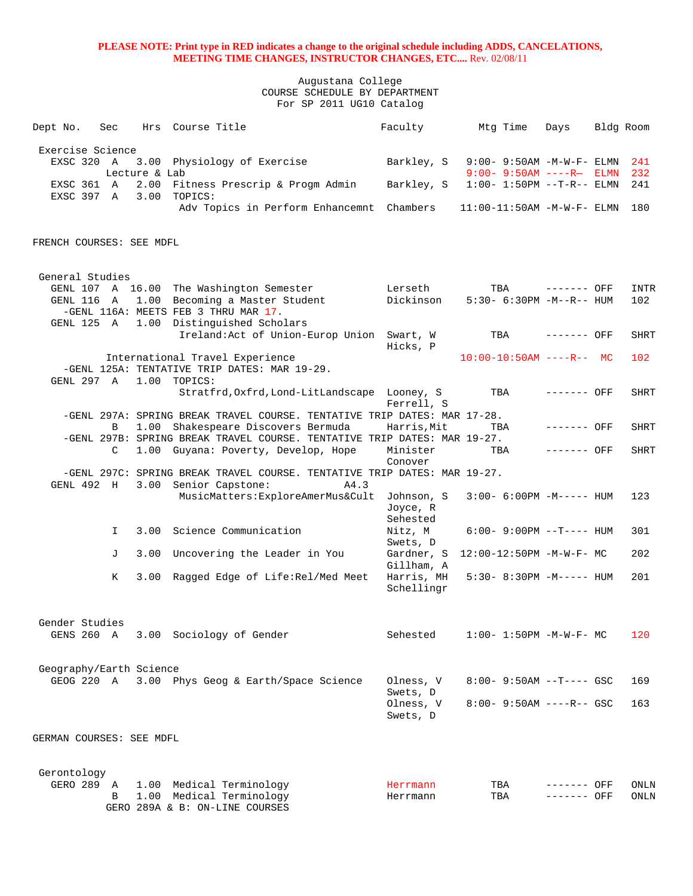**PLEASE NOTE: Print type in RED indicates a change to the original schedule including ADDS, CANCELATIONS, MEETING TIME CHANGES, INSTRUCTOR CHANGES, ETC....** Rev. 02/08/11

Augustana College
COURSE SCHEDULE BY DEPARTMENT
For SP 2011 UG10 Catalog

| Dept No. | Sec | Hrs | Course Title | Faculty | Mtg Time | Days | Bldg | Room |
|---|---|---|---|---|---|---|---|---|
| **Exercise Science** | | | | | | | | |
| EXSC 320 | A | 3.00 | Physiology of Exercise | Barkley, S | 9:00- 9:50AM | -M-W-F- | ELMN | 241 |
| | Lecture & Lab | | | | 9:00- 9:50AM | ----R– | ELMN | 232 |
| EXSC 361 | A | 2.00 | Fitness Prescrip & Progm Admin | Barkley, S | 1:00- 1:50PM | --T-R-- | ELMN | 241 |
| EXSC 397 | A | 3.00 | TOPICS: Adv Topics in Perform Enhancemnt | Chambers | 11:00-11:50AM | -M-W-F- | ELMN | 180 |

FRENCH COURSES: SEE MDFL

| Dept No. | Sec | Hrs | Course Title | Faculty | Mtg Time | Days | Bldg | Room |
|---|---|---|---|---|---|---|---|---|
| **General Studies** | | | | | | | | |
| GENL 107 | A | 16.00 | The Washington Semester | Lerseth | TBA | ------- | OFF | INTR |
| GENL 116 | A | 1.00 | Becoming a Master Student | Dickinson | 5:30- 6:30PM | -M--R-- | HUM | 102 |
| -GENL 116A: MEETS FEB 3 THRU MAR 17. | | | | | | | | |
| GENL 125 | A | 1.00 | Distinguished Scholars<br>Ireland:Act of Union-Europ Union | Swart, W<br>Hicks, P | TBA | ------- | OFF | SHRT |
| | | | International Travel Experience | | 10:00-10:50AM | ----R-- | MC | 102 |
| -GENL 125A: TENTATIVE TRIP DATES: MAR 19-29. | | | | | | | | |
| GENL 297 | A | 1.00 | TOPICS:<br>Stratfrd,Oxfrd,Lond-LitLandscape | Looney, S<br>Ferrell, S | TBA | ------- | OFF | SHRT |
| -GENL 297A: SPRING BREAK TRAVEL COURSE. TENTATIVE TRIP DATES: MAR 17-28. | | | | | | | | |
| | B | 1.00 | Shakespeare Discovers Bermuda | Harris,Mit | TBA | ------- | OFF | SHRT |
| -GENL 297B: SPRING BREAK TRAVEL COURSE. TENTATIVE TRIP DATES: MAR 19-27. | | | | | | | | |
| | C | 1.00 | Guyana: Poverty, Develop, Hope | Minister<br>Conover | TBA | ------- | OFF | SHRT |
| -GENL 297C: SPRING BREAK TRAVEL COURSE. TENTATIVE TRIP DATES: MAR 19-27. | | | | | | | | |
| GENL 492 | H | 3.00 | Senior Capstone: A4.3<br>MusicMatters:ExploreAmerMus&Cult | Johnson, S<br>Joyce, R<br>Sehested | 3:00- 6:00PM | -M----- | HUM | 123 |
| | I | 3.00 | Science Communication | Nitz, M<br>Swets, D | 6:00- 9:00PM | --T---- | HUM | 301 |
| | J | 3.00 | Uncovering the Leader in You | Gardner, S<br>Gillham, A | 12:00-12:50PM | -M-W-F- | MC | 202 |
| | K | 3.00 | Ragged Edge of Life:Rel/Med Meet | Harris, MH<br>Schellingr | 5:30- 8:30PM | -M----- | HUM | 201 |
| **Gender Studies** | | | | | | | | |
| GENS 260 | A | 3.00 | Sociology of Gender | Sehested | 1:00- 1:50PM | -M-W-F- | MC | 120 |
| **Geography/Earth Science** | | | | | | | | |
| GEOG 220 | A | 3.00 | Phys Geog & Earth/Space Science | Olness, V<br>Swets, D | 8:00- 9:50AM | --T---- | GSC | 169 |
| | | | | Olness, V<br>Swets, D | 8:00- 9:50AM | ----R-- | GSC | 163 |

GERMAN COURSES: SEE MDFL

| Dept No. | Sec | Hrs | Course Title | Faculty | Mtg Time | Days | Bldg | Room |
|---|---|---|---|---|---|---|---|---|
| **Gerontology** | | | | | | | | |
| GERO 289 | A | 1.00 | Medical Terminology | Herrmann | TBA | ------- | OFF | ONLN |
| | B | 1.00 | Medical Terminology | Herrmann | TBA | ------- | OFF | ONLN |
| | GERO 289A & B: ON-LINE COURSES | | | | | | | |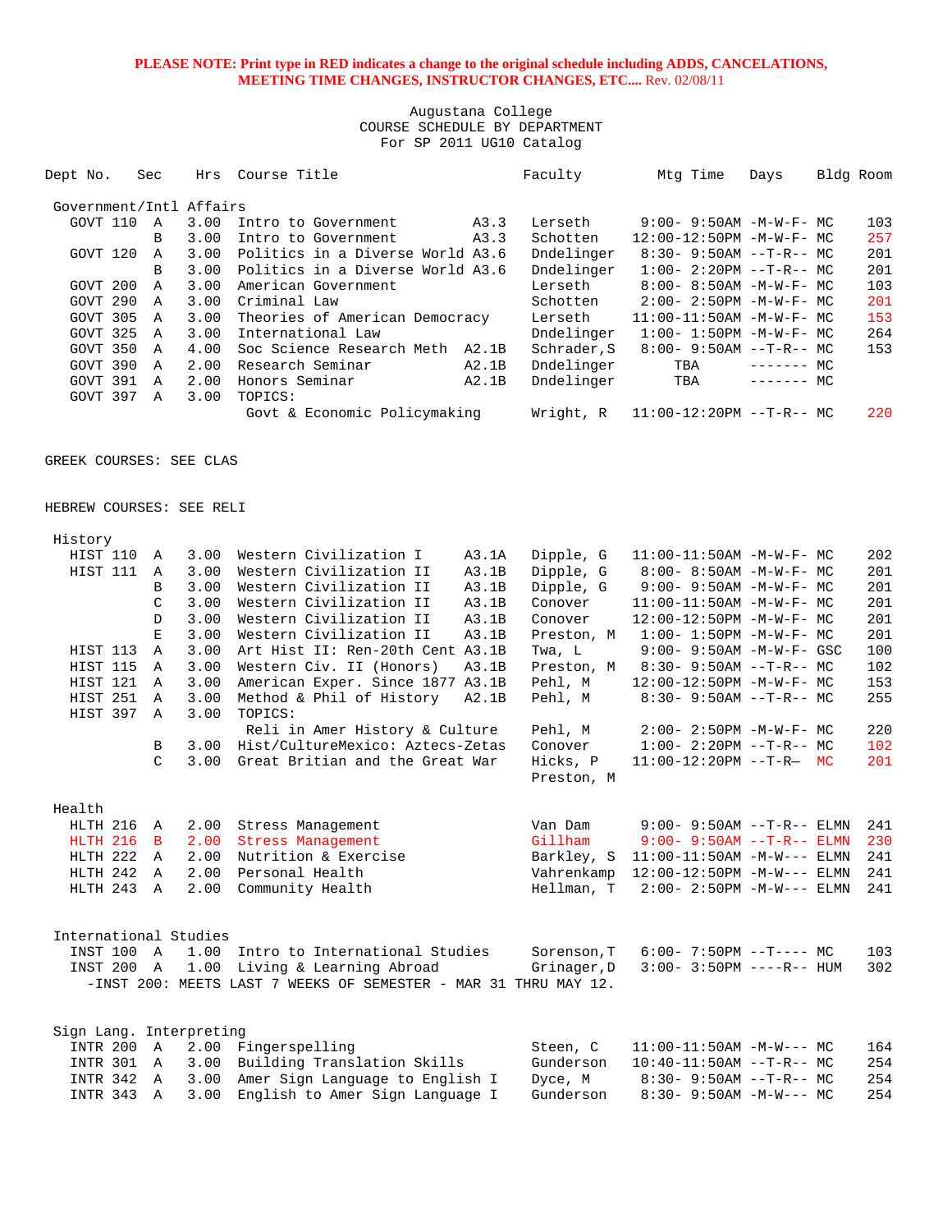**PLEASE NOTE: Print type in RED indicates a change to the original schedule including ADDS, CANCELATIONS, MEETING TIME CHANGES, INSTRUCTOR CHANGES, ETC....** Rev. 02/08/11

Augustana College
COURSE SCHEDULE BY DEPARTMENT
For SP 2011 UG10 Catalog

| Dept No. | Sec | Hrs | Course Title | | Faculty | Mtg Time | Days | Bldg | Room |
|---|---|---|---|---|---|---|---|---|---|
| **Government/Intl Affairs** | | | | | | | | | |
| GOVT 110 | A | 3.00 | Intro to Government | A3.3 | Lerseth | 9:00- 9:50AM | -M-W-F- | MC | 103 |
| | B | 3.00 | Intro to Government | A3.3 | Schotten | 12:00-12:50PM | -M-W-F- | MC | 257 |
| GOVT 120 | A | 3.00 | Politics in a Diverse World | A3.6 | Dndelinger | 8:30- 9:50AM | --T-R-- | MC | 201 |
| | B | 3.00 | Politics in a Diverse World | A3.6 | Dndelinger | 1:00- 2:20PM | --T-R-- | MC | 201 |
| GOVT 200 | A | 3.00 | American Government | | Lerseth | 8:00- 8:50AM | -M-W-F- | MC | 103 |
| GOVT 290 | A | 3.00 | Criminal Law | | Schotten | 2:00- 2:50PM | -M-W-F- | MC | 201 |
| GOVT 305 | A | 3.00 | Theories of American Democracy | | Lerseth | 11:00-11:50AM | -M-W-F- | MC | 153 |
| GOVT 325 | A | 3.00 | International Law | | Dndelinger | 1:00- 1:50PM | -M-W-F- | MC | 264 |
| GOVT 350 | A | 4.00 | Soc Science Research Meth | A2.1B | Schrader,S | 8:00- 9:50AM | --T-R-- | MC | 153 |
| GOVT 390 | A | 2.00 | Research Seminar | A2.1B | Dndelinger | TBA | ------- | MC | |
| GOVT 391 | A | 2.00 | Honors Seminar | A2.1B | Dndelinger | TBA | ------- | MC | |
| GOVT 397 | A | 3.00 | TOPICS: | | | | | | |
| | | | Govt & Economic Policymaking | | Wright, R | 11:00-12:20PM | --T-R-- | MC | 220 |

GREEK COURSES: SEE CLAS

HEBREW COURSES: SEE RELI

| Dept No. | Sec | Hrs | Course Title | | Faculty | Mtg Time | Days | Bldg | Room |
|---|---|---|---|---|---|---|---|---|---|
| **History** | | | | | | | | | |
| HIST 110 | A | 3.00 | Western Civilization I | A3.1A | Dipple, G | 11:00-11:50AM | -M-W-F- | MC | 202 |
| HIST 111 | A | 3.00 | Western Civilization II | A3.1B | Dipple, G | 8:00- 8:50AM | -M-W-F- | MC | 201 |
| | B | 3.00 | Western Civilization II | A3.1B | Dipple, G | 9:00- 9:50AM | -M-W-F- | MC | 201 |
| | C | 3.00 | Western Civilization II | A3.1B | Conover | 11:00-11:50AM | -M-W-F- | MC | 201 |
| | D | 3.00 | Western Civilization II | A3.1B | Conover | 12:00-12:50PM | -M-W-F- | MC | 201 |
| | E | 3.00 | Western Civilization II | A3.1B | Preston, M | 1:00- 1:50PM | -M-W-F- | MC | 201 |
| HIST 113 | A | 3.00 | Art Hist II: Ren-20th Cent | A3.1B | Twa, L | 9:00- 9:50AM | -M-W-F- | GSC | 100 |
| HIST 115 | A | 3.00 | Western Civ. II (Honors) | A3.1B | Preston, M | 8:30- 9:50AM | --T-R-- | MC | 102 |
| HIST 121 | A | 3.00 | American Exper. Since 1877 | A3.1B | Pehl, M | 12:00-12:50PM | -M-W-F- | MC | 153 |
| HIST 251 | A | 3.00 | Method & Phil of History | A2.1B | Pehl, M | 8:30- 9:50AM | --T-R-- | MC | 255 |
| HIST 397 | A | 3.00 | TOPICS: | | | | | | |
| | | | Reli in Amer History & Culture | | Pehl, M | 2:00- 2:50PM | -M-W-F- | MC | 220 |
| | B | 3.00 | Hist/CultureMexico: Aztecs-Zetas | | Conover | 1:00- 2:20PM | --T-R-- | MC | 102 |
| | C | 3.00 | Great Britian and the Great War | | Hicks, P<br>Preston, M | 11:00-12:20PM | --T-R— | MC | 201 |
| **Health** | | | | | | | | | |
| HLTH 216 | A | 2.00 | Stress Management | | Van Dam | 9:00- 9:50AM | --T-R-- | ELMN | 241 |
| HLTH 216 | B | 2.00 | Stress Management | | Gillham | 9:00- 9:50AM | --T-R-- | ELMN | 230 |
| HLTH 222 | A | 2.00 | Nutrition & Exercise | | Barkley, S | 11:00-11:50AM | -M-W--- | ELMN | 241 |
| HLTH 242 | A | 2.00 | Personal Health | | Vahrenkamp | 12:00-12:50PM | -M-W--- | ELMN | 241 |
| HLTH 243 | A | 2.00 | Community Health | | Hellman, T | 2:00- 2:50PM | -M-W--- | ELMN | 241 |
| **International Studies** | | | | | | | | | |
| INST 100 | A | 1.00 | Intro to International Studies | | Sorenson,T | 6:00- 7:50PM | --T---- | MC | 103 |
| INST 200 | A | 1.00 | Living & Learning Abroad | | Grinager,D | 3:00- 3:50PM | ----R-- | HUM | 302 |

-INST 200: MEETS LAST 7 WEEKS OF SEMESTER - MAR 31 THRU MAY 12.

| Dept No. | Sec | Hrs | Course Title | Faculty | Mtg Time | Days | Bldg | Room |
|---|---|---|---|---|---|---|---|---|
| **Sign Lang. Interpreting** | | | | | | | | |
| INTR 200 | A | 2.00 | Fingerspelling | Steen, C | 11:00-11:50AM | -M-W--- | MC | 164 |
| INTR 301 | A | 3.00 | Building Translation Skills | Gunderson | 10:40-11:50AM | --T-R-- | MC | 254 |
| INTR 342 | A | 3.00 | Amer Sign Language to English I | Dyce, M | 8:30- 9:50AM | --T-R-- | MC | 254 |
| INTR 343 | A | 3.00 | English to Amer Sign Language I | Gunderson | 8:30- 9:50AM | -M-W--- | MC | 254 |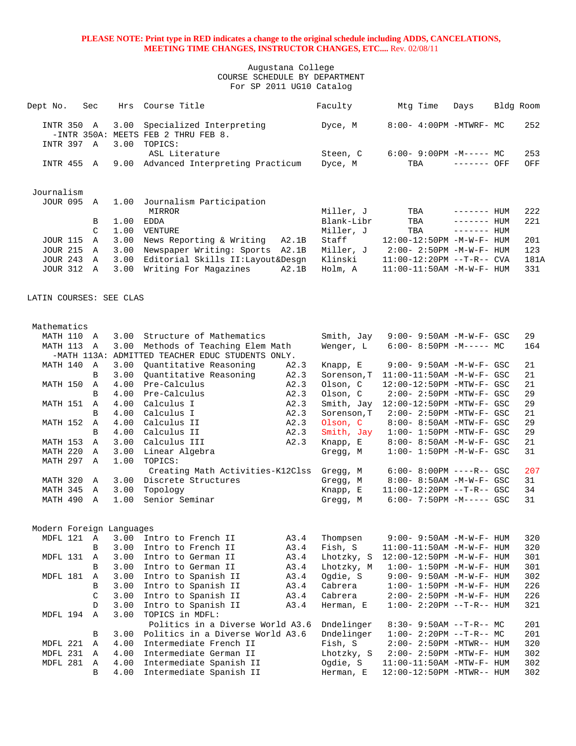**PLEASE NOTE: Print type in RED indicates a change to the original schedule including ADDS, CANCELATIONS, MEETING TIME CHANGES, INSTRUCTOR CHANGES, ETC....** Rev. 02/08/11

Augustana College
COURSE SCHEDULE BY DEPARTMENT
For SP 2011 UG10 Catalog

| Dept No. | Sec | Hrs | Course Title | | Faculty | Mtg Time | Days | Bldg | Room |
|---|---|---|---|---|---|---|---|---|---|
| INTR 350 | A | 3.00 | Specialized Interpreting | | Dyce, M | 8:00- 4:00PM | -MTWRF- | MC | 252 |
| -INTR 350A: MEETS FEB 2 THRU FEB 8. | | | | | | | | | |
| INTR 397 | A | 3.00 | TOPICS: | | | | | | |
| | | | ASL Literature | | Steen, C | 6:00- 9:00PM | -M----- | MC | 253 |
| INTR 455 | A | 9.00 | Advanced Interpreting Practicum | | Dyce, M | TBA | ------- | OFF | OFF |
| **Journalism** | | | | | | | | | |
| JOUR 095 | A | 1.00 | Journalism Participation | | | | | | |
| | | | MIRROR | | Miller, J | TBA | ------- | HUM | 222 |
| | B | 1.00 | EDDA | | Blank-Libr | TBA | ------- | HUM | 221 |
| | C | 1.00 | VENTURE | | Miller, J | TBA | ------- | HUM | |
| JOUR 115 | A | 3.00 | News Reporting & Writing | A2.1B | Staff | 12:00-12:50PM | -M-W-F- | HUM | 201 |
| JOUR 215 | A | 3.00 | Newspaper Writing: Sports | A2.1B | Miller, J | 2:00- 2:50PM | -M-W-F- | HUM | 123 |
| JOUR 243 | A | 3.00 | Editorial Skills II:Layout&Desgn | | Klinski | 11:00-12:20PM | --T-R-- | CVA | 181A |
| JOUR 312 | A | 3.00 | Writing For Magazines | A2.1B | Holm, A | 11:00-11:50AM | -M-W-F- | HUM | 331 |
| LATIN COURSES: SEE CLAS | | | | | | | | | |
| **Mathematics** | | | | | | | | | |
| MATH 110 | A | 3.00 | Structure of Mathematics | | Smith, Jay | 9:00- 9:50AM | -M-W-F- | GSC | 29 |
| MATH 113 | A | 3.00 | Methods of Teaching Elem Math | | Wenger, L | 6:00- 8:50PM | -M----- | MC | 164 |
| -MATH 113A: ADMITTED TEACHER EDUC STUDENTS ONLY. | | | | | | | | | |
| MATH 140 | A | 3.00 | Quantitative Reasoning | A2.3 | Knapp, E | 9:00- 9:50AM | -M-W-F- | GSC | 21 |
| | B | 3.00 | Quantitative Reasoning | A2.3 | Sorenson,T | 11:00-11:50AM | -M-W-F- | GSC | 21 |
| MATH 150 | A | 4.00 | Pre-Calculus | A2.3 | Olson, C | 12:00-12:50PM | -MTW-F- | GSC | 21 |
| | B | 4.00 | Pre-Calculus | A2.3 | Olson, C | 2:00- 2:50PM | -MTW-F- | GSC | 29 |
| MATH 151 | A | 4.00 | Calculus I | A2.3 | Smith, Jay | 12:00-12:50PM | -MTW-F- | GSC | 29 |
| | B | 4.00 | Calculus I | A2.3 | Sorenson,T | 2:00- 2:50PM | -MTW-F- | GSC | 21 |
| MATH 152 | A | 4.00 | Calculus II | A2.3 | Olson, C | 8:00- 8:50AM | -MTW-F- | GSC | 29 |
| | B | 4.00 | Calculus II | A2.3 | Smith, Jay | 1:00- 1:50PM | -MTW-F- | GSC | 29 |
| MATH 153 | A | 3.00 | Calculus III | A2.3 | Knapp, E | 8:00- 8:50AM | -M-W-F- | GSC | 21 |
| MATH 220 | A | 3.00 | Linear Algebra | | Gregg, M | 1:00- 1:50PM | -M-W-F- | GSC | 31 |
| MATH 297 | A | 1.00 | TOPICS: | | | | | | |
| | | | Creating Math Activities-K12Clss | | Gregg, M | 6:00- 8:00PM | ----R-- | GSC | 207 |
| MATH 320 | A | 3.00 | Discrete Structures | | Gregg, M | 8:00- 8:50AM | -M-W-F- | GSC | 31 |
| MATH 345 | A | 3.00 | Topology | | Knapp, E | 11:00-12:20PM | --T-R-- | GSC | 34 |
| MATH 490 | A | 1.00 | Senior Seminar | | Gregg, M | 6:00- 7:50PM | -M----- | GSC | 31 |
| **Modern Foreign Languages** | | | | | | | | | |
| MDFL 121 | A | 3.00 | Intro to French II | A3.4 | Thompsen | 9:00- 9:50AM | -M-W-F- | HUM | 320 |
| | B | 3.00 | Intro to French II | A3.4 | Fish, S | 11:00-11:50AM | -M-W-F- | HUM | 320 |
| MDFL 131 | A | 3.00 | Intro to German II | A3.4 | Lhotzky, S | 12:00-12:50PM | -M-W-F- | HUM | 301 |
| | B | 3.00 | Intro to German II | A3.4 | Lhotzky, M | 1:00- 1:50PM | -M-W-F- | HUM | 301 |
| MDFL 181 | A | 3.00 | Intro to Spanish II | A3.4 | Ogdie, S | 9:00- 9:50AM | -M-W-F- | HUM | 302 |
| | B | 3.00 | Intro to Spanish II | A3.4 | Cabrera | 1:00- 1:50PM | -M-W-F- | HUM | 226 |
| | C | 3.00 | Intro to Spanish II | A3.4 | Cabrera | 2:00- 2:50PM | -M-W-F- | HUM | 226 |
| | D | 3.00 | Intro to Spanish II | A3.4 | Herman, E | 1:00- 2:20PM | --T-R-- | HUM | 321 |
| MDFL 194 | A | 3.00 | TOPICS in MDFL: | | | | | | |
| | | | Politics in a Diverse World | A3.6 | Dndelinger | 8:30- 9:50AM | --T-R-- | MC | 201 |
| | B | 3.00 | Politics in a Diverse World | A3.6 | Dndelinger | 1:00- 2:20PM | --T-R-- | MC | 201 |
| MDFL 221 | A | 4.00 | Intermediate French II | | Fish, S | 2:00- 2:50PM | -MTWR-- | HUM | 320 |
| MDFL 231 | A | 4.00 | Intermediate German II | | Lhotzky, S | 2:00- 2:50PM | -MTW-F- | HUM | 302 |
| MDFL 281 | A | 4.00 | Intermediate Spanish II | | Ogdie, S | 11:00-11:50AM | -MTW-F- | HUM | 302 |
| | B | 4.00 | Intermediate Spanish II | | Herman, E | 12:00-12:50PM | -MTWR-- | HUM | 302 |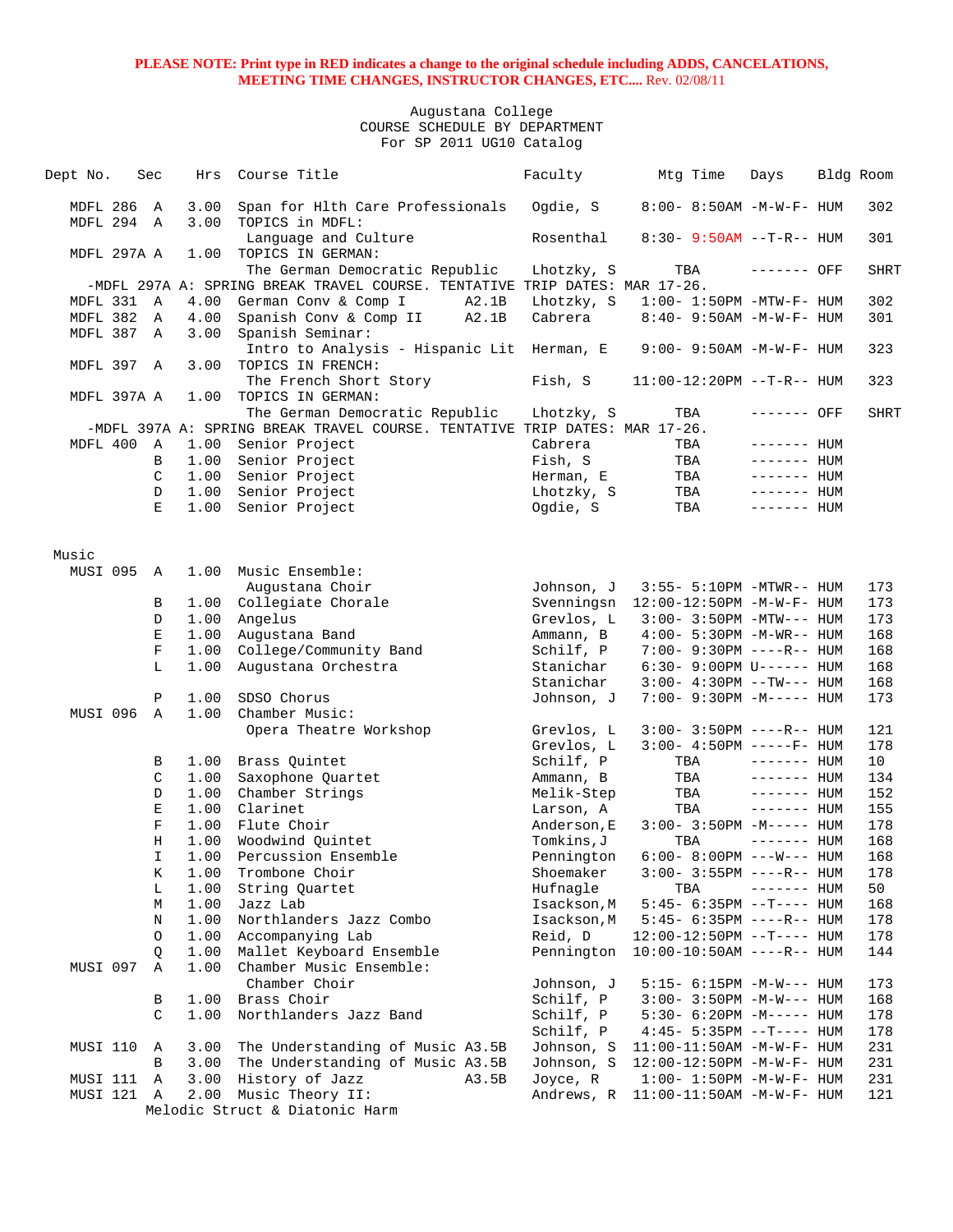**PLEASE NOTE: Print type in RED indicates a change to the original schedule including ADDS, CANCELATIONS, MEETING TIME CHANGES, INSTRUCTOR CHANGES, ETC....** Rev. 02/08/11

Augustana College
COURSE SCHEDULE BY DEPARTMENT
For SP 2011 UG10 Catalog

| Dept No. | Sec | Hrs | Course Title | Faculty | Mtg Time | Days | Bldg | Room |
|---|---|---|---|---|---|---|---|---|
| MDFL 286 | A | 3.00 | Span for Hlth Care Professionals | Ogdie, S | 8:00- 8:50AM | -M-W-F- | HUM | 302 |
| MDFL 294 | A | 3.00 | TOPICS in MDFL: Language and Culture | Rosenthal | 8:30- 9:50AM | --T-R-- | HUM | 301 |
| MDFL 297A | A | 1.00 | TOPICS IN GERMAN: The German Democratic Republic | Lhotzky, S | TBA | ------- | OFF | SHRT |
| -MDFL 297A A: SPRING BREAK TRAVEL COURSE. TENTATIVE TRIP DATES: MAR 17-26. | | | | | | | | |
| MDFL 331 | A | 4.00 | German Conv & Comp I A2.1B | Lhotzky, S | 1:00- 1:50PM | -MTW-F- | HUM | 302 |
| MDFL 382 | A | 4.00 | Spanish Conv & Comp II A2.1B | Cabrera | 8:40- 9:50AM | -M-W-F- | HUM | 301 |
| MDFL 387 | A | 3.00 | Spanish Seminar: Intro to Analysis - Hispanic Lit | Herman, E | 9:00- 9:50AM | -M-W-F- | HUM | 323 |
| MDFL 397 | A | 3.00 | TOPICS IN FRENCH: The French Short Story | Fish, S | 11:00-12:20PM | --T-R-- | HUM | 323 |
| MDFL 397A | A | 1.00 | TOPICS IN GERMAN: The German Democratic Republic | Lhotzky, S | TBA | ------- | OFF | SHRT |
| -MDFL 397A A: SPRING BREAK TRAVEL COURSE. TENTATIVE TRIP DATES: MAR 17-26. | | | | | | | | |
| MDFL 400 | A | 1.00 | Senior Project | Cabrera | TBA | ------- | HUM | |
| | B | 1.00 | Senior Project | Fish, S | TBA | ------- | HUM | |
| | C | 1.00 | Senior Project | Herman, E | TBA | ------- | HUM | |
| | D | 1.00 | Senior Project | Lhotzky, S | TBA | ------- | HUM | |
| | E | 1.00 | Senior Project | Ogdie, S | TBA | ------- | HUM | |

Music

| Dept No. | Sec | Hrs | Course Title | Faculty | Mtg Time | Days | Bldg | Room |
|---|---|---|---|---|---|---|---|---|
| MUSI 095 | A | 1.00 | Music Ensemble: Augustana Choir | Johnson, J | 3:55- 5:10PM | -MTWR-- | HUM | 173 |
| | B | 1.00 | Collegiate Chorale | Svenningsn | 12:00-12:50PM | -M-W-F- | HUM | 173 |
| | D | 1.00 | Angelus | Grevlos, L | 3:00- 3:50PM | -MTW--- | HUM | 173 |
| | E | 1.00 | Augustana Band | Ammann, B | 4:00- 5:30PM | -M-WR-- | HUM | 168 |
| | F | 1.00 | College/Community Band | Schilf, P | 7:00- 9:30PM | ----R-- | HUM | 168 |
| | L | 1.00 | Augustana Orchestra | Stanichar | 6:30- 9:00PM | U------ | HUM | 168 |
| | | | | Stanichar | 3:00- 4:30PM | --TW--- | HUM | 168 |
| | P | 1.00 | SDSO Chorus | Johnson, J | 7:00- 9:30PM | -M----- | HUM | 173 |
| MUSI 096 | A | 1.00 | Chamber Music: Opera Theatre Workshop | Grevlos, L | 3:00- 3:50PM | ----R-- | HUM | 121 |
| | | | | Grevlos, L | 3:00- 4:50PM | -----F- | HUM | 178 |
| | B | 1.00 | Brass Quintet | Schilf, P | TBA | ------- | HUM | 10 |
| | C | 1.00 | Saxophone Quartet | Ammann, B | TBA | ------- | HUM | 134 |
| | D | 1.00 | Chamber Strings | Melik-Step | TBA | ------- | HUM | 152 |
| | E | 1.00 | Clarinet | Larson, A | TBA | ------- | HUM | 155 |
| | F | 1.00 | Flute Choir | Anderson,E | 3:00- 3:50PM | -M----- | HUM | 178 |
| | H | 1.00 | Woodwind Quintet | Tomkins,J | TBA | ------- | HUM | 168 |
| | I | 1.00 | Percussion Ensemble | Pennington | 6:00- 8:00PM | ---W--- | HUM | 168 |
| | K | 1.00 | Trombone Choir | Shoemaker | 3:00- 3:55PM | ----R-- | HUM | 178 |
| | L | 1.00 | String Quartet | Hufnagle | TBA | ------- | HUM | 50 |
| | M | 1.00 | Jazz Lab | Isackson,M | 5:45- 6:35PM | --T---- | HUM | 168 |
| | N | 1.00 | Northlanders Jazz Combo | Isackson,M | 5:45- 6:35PM | ----R-- | HUM | 178 |
| | O | 1.00 | Accompanying Lab | Reid, D | 12:00-12:50PM | --T---- | HUM | 178 |
| | Q | 1.00 | Mallet Keyboard Ensemble | Pennington | 10:00-10:50AM | ----R-- | HUM | 144 |
| MUSI 097 | A | 1.00 | Chamber Music Ensemble: Chamber Choir | Johnson, J | 5:15- 6:15PM | -M-W--- | HUM | 173 |
| | B | 1.00 | Brass Choir | Schilf, P | 3:00- 3:50PM | -M-W--- | HUM | 168 |
| | C | 1.00 | Northlanders Jazz Band | Schilf, P | 5:30- 6:20PM | -M----- | HUM | 178 |
| | | | | Schilf, P | 4:45- 5:35PM | --T---- | HUM | 178 |
| MUSI 110 | A | 3.00 | The Understanding of Music A3.5B | Johnson, S | 11:00-11:50AM | -M-W-F- | HUM | 231 |
| | B | 3.00 | The Understanding of Music A3.5B | Johnson, S | 12:00-12:50PM | -M-W-F- | HUM | 231 |
| MUSI 111 | A | 3.00 | History of Jazz A3.5B | Joyce, R | 1:00- 1:50PM | -M-W-F- | HUM | 231 |
| MUSI 121 | A | 2.00 | Music Theory II: Melodic Struct & Diatonic Harm | Andrews, R | 11:00-11:50AM | -M-W-F- | HUM | 121 |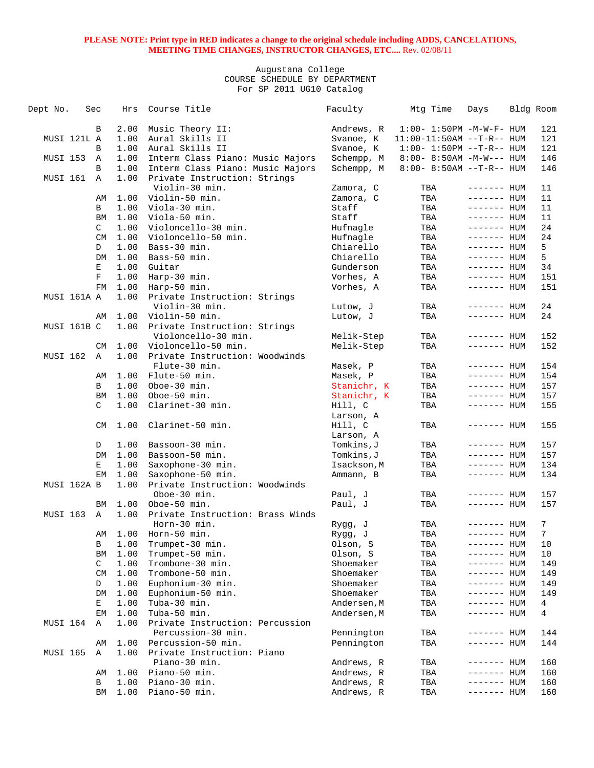**PLEASE NOTE: Print type in RED indicates a change to the original schedule including ADDS, CANCELATIONS, MEETING TIME CHANGES, INSTRUCTOR CHANGES, ETC....** Rev. 02/08/11

Augustana College
COURSE SCHEDULE BY DEPARTMENT
For SP 2011 UG10 Catalog

| Dept No. | Sec | Hrs | Course Title | Faculty | Mtg Time | Days | Bldg | Room |
|---|---|---|---|---|---|---|---|---|
| | B | 2.00 | Music Theory II: | Andrews, R | 1:00- 1:50PM | -M-W-F- | HUM | 121 |
| MUSI 121L | A | 1.00 | Aural Skills II | Svanoe, K | 11:00-11:50AM | --T-R-- | HUM | 121 |
| | B | 1.00 | Aural Skills II | Svanoe, K | 1:00- 1:50PM | --T-R-- | HUM | 121 |
| MUSI 153 | A | 1.00 | Interm Class Piano: Music Majors | Schempp, M | 8:00- 8:50AM | -M-W--- | HUM | 146 |
| | B | 1.00 | Interm Class Piano: Music Majors | Schempp, M | 8:00- 8:50AM | --T-R-- | HUM | 146 |
| MUSI 161 | A | 1.00 | Private Instruction: Strings Violin-30 min. | Zamora, C | TBA | ------- | HUM | 11 |
| | AM | 1.00 | Violin-50 min. | Zamora, C | TBA | ------- | HUM | 11 |
| | B | 1.00 | Viola-30 min. | Staff | TBA | ------- | HUM | 11 |
| | BM | 1.00 | Viola-50 min. | Staff | TBA | ------- | HUM | 11 |
| | C | 1.00 | Violoncello-30 min. | Hufnagle | TBA | ------- | HUM | 24 |
| | CM | 1.00 | Violoncello-50 min. | Hufnagle | TBA | ------- | HUM | 24 |
| | D | 1.00 | Bass-30 min. | Chiarello | TBA | ------- | HUM | 5 |
| | DM | 1.00 | Bass-50 min. | Chiarello | TBA | ------- | HUM | 5 |
| | E | 1.00 | Guitar | Gunderson | TBA | ------- | HUM | 34 |
| | F | 1.00 | Harp-30 min. | Vorhes, A | TBA | ------- | HUM | 151 |
| | FM | 1.00 | Harp-50 min. | Vorhes, A | TBA | ------- | HUM | 151 |
| MUSI 161A | A | 1.00 | Private Instruction: Strings Violin-30 min. | Lutow, J | TBA | ------- | HUM | 24 |
| | AM | 1.00 | Violin-50 min. | Lutow, J | TBA | ------- | HUM | 24 |
| MUSI 161B | C | 1.00 | Private Instruction: Strings Violoncello-30 min. | Melik-Step | TBA | ------- | HUM | 152 |
| | CM | 1.00 | Violoncello-50 min. | Melik-Step | TBA | ------- | HUM | 152 |
| MUSI 162 | A | 1.00 | Private Instruction: Woodwinds Flute-30 min. | Masek, P | TBA | ------- | HUM | 154 |
| | AM | 1.00 | Flute-50 min. | Masek, P | TBA | ------- | HUM | 154 |
| | B | 1.00 | Oboe-30 min. | Stanichr, K | TBA | ------- | HUM | 157 |
| | BM | 1.00 | Oboe-50 min. | Stanichr, K | TBA | ------- | HUM | 157 |
| | C | 1.00 | Clarinet-30 min. | Hill, C; Larson, A | TBA | ------- | HUM | 155 |
| | CM | 1.00 | Clarinet-50 min. | Hill, C; Larson, A | TBA | ------- | HUM | 155 |
| | D | 1.00 | Bassoon-30 min. | Tomkins,J | TBA | ------- | HUM | 157 |
| | DM | 1.00 | Bassoon-50 min. | Tomkins,J | TBA | ------- | HUM | 157 |
| | E | 1.00 | Saxophone-30 min. | Isackson,M | TBA | ------- | HUM | 134 |
| | EM | 1.00 | Saxophone-50 min. | Ammann, B | TBA | ------- | HUM | 134 |
| MUSI 162A | B | 1.00 | Private Instruction: Woodwinds Oboe-30 min. | Paul, J | TBA | ------- | HUM | 157 |
| | BM | 1.00 | Oboe-50 min. | Paul, J | TBA | ------- | HUM | 157 |
| MUSI 163 | A | 1.00 | Private Instruction: Brass Winds Horn-30 min. | Rygg, J | TBA | ------- | HUM | 7 |
| | AM | 1.00 | Horn-50 min. | Rygg, J | TBA | ------- | HUM | 7 |
| | B | 1.00 | Trumpet-30 min. | Olson, S | TBA | ------- | HUM | 10 |
| | BM | 1.00 | Trumpet-50 min. | Olson, S | TBA | ------- | HUM | 10 |
| | C | 1.00 | Trombone-30 min. | Shoemaker | TBA | ------- | HUM | 149 |
| | CM | 1.00 | Trombone-50 min. | Shoemaker | TBA | ------- | HUM | 149 |
| | D | 1.00 | Euphonium-30 min. | Shoemaker | TBA | ------- | HUM | 149 |
| | DM | 1.00 | Euphonium-50 min. | Shoemaker | TBA | ------- | HUM | 149 |
| | E | 1.00 | Tuba-30 min. | Andersen,M | TBA | ------- | HUM | 4 |
| | EM | 1.00 | Tuba-50 min. | Andersen,M | TBA | ------- | HUM | 4 |
| MUSI 164 | A | 1.00 | Private Instruction: Percussion Percussion-30 min. | Pennington | TBA | ------- | HUM | 144 |
| | AM | 1.00 | Percussion-50 min. | Pennington | TBA | ------- | HUM | 144 |
| MUSI 165 | A | 1.00 | Private Instruction: Piano Piano-30 min. | Andrews, R | TBA | ------- | HUM | 160 |
| | AM | 1.00 | Piano-50 min. | Andrews, R | TBA | ------- | HUM | 160 |
| | B | 1.00 | Piano-30 min. | Andrews, R | TBA | ------- | HUM | 160 |
| | BM | 1.00 | Piano-50 min. | Andrews, R | TBA | ------- | HUM | 160 |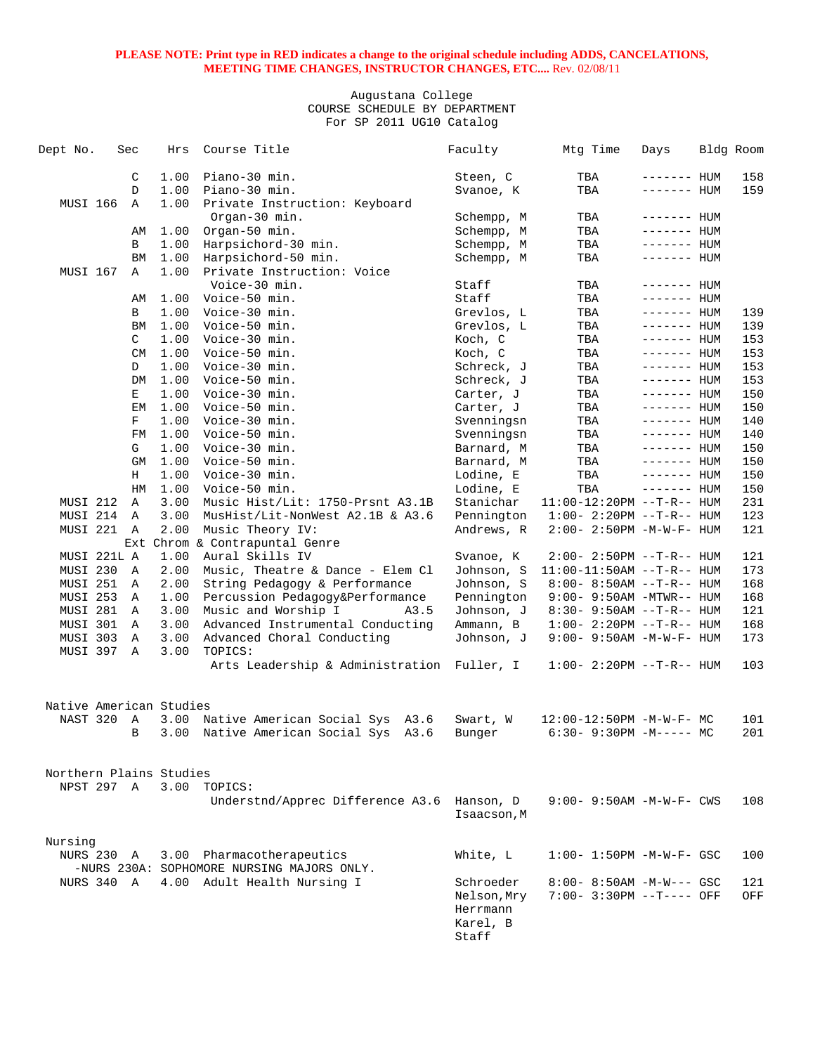**PLEASE NOTE: Print type in RED indicates a change to the original schedule including ADDS, CANCELATIONS, MEETING TIME CHANGES, INSTRUCTOR CHANGES, ETC....** Rev. 02/08/11

Augustana College
COURSE SCHEDULE BY DEPARTMENT
For SP 2011 UG10 Catalog

| Dept No. | Sec | Hrs | Course Title | Faculty | Mtg Time | Days | Bldg | Room |
|---|---|---|---|---|---|---|---|---|
| | C | 1.00 | Piano-30 min. | Steen, C | TBA | ------- | HUM | 158 |
| | D | 1.00 | Piano-30 min. | Svanoe, K | TBA | ------- | HUM | 159 |
| MUSI 166 | A | 1.00 | Private Instruction: Keyboard | | | | | |
| | | | Organ-30 min. | Schempp, M | TBA | ------- | HUM | |
| | AM | 1.00 | Organ-50 min. | Schempp, M | TBA | ------- | HUM | |
| | B | 1.00 | Harpsichord-30 min. | Schempp, M | TBA | ------- | HUM | |
| | BM | 1.00 | Harpsichord-50 min. | Schempp, M | TBA | ------- | HUM | |
| MUSI 167 | A | 1.00 | Private Instruction: Voice | | | | | |
| | | | Voice-30 min. | Staff | TBA | ------- | HUM | |
| | AM | 1.00 | Voice-50 min. | Staff | TBA | ------- | HUM | |
| | B | 1.00 | Voice-30 min. | Grevlos, L | TBA | ------- | HUM | 139 |
| | BM | 1.00 | Voice-50 min. | Grevlos, L | TBA | ------- | HUM | 139 |
| | C | 1.00 | Voice-30 min. | Koch, C | TBA | ------- | HUM | 153 |
| | CM | 1.00 | Voice-50 min. | Koch, C | TBA | ------- | HUM | 153 |
| | D | 1.00 | Voice-30 min. | Schreck, J | TBA | ------- | HUM | 153 |
| | DM | 1.00 | Voice-50 min. | Schreck, J | TBA | ------- | HUM | 153 |
| | E | 1.00 | Voice-30 min. | Carter, J | TBA | ------- | HUM | 150 |
| | EM | 1.00 | Voice-50 min. | Carter, J | TBA | ------- | HUM | 150 |
| | F | 1.00 | Voice-30 min. | Svenningsn | TBA | ------- | HUM | 140 |
| | FM | 1.00 | Voice-50 min. | Svenningsn | TBA | ------- | HUM | 140 |
| | G | 1.00 | Voice-30 min. | Barnard, M | TBA | ------- | HUM | 150 |
| | GM | 1.00 | Voice-50 min. | Barnard, M | TBA | ------- | HUM | 150 |
| | H | 1.00 | Voice-30 min. | Lodine, E | TBA | ------- | HUM | 150 |
| | HM | 1.00 | Voice-50 min. | Lodine, E | TBA | ------- | HUM | 150 |
| MUSI 212 | A | 3.00 | Music Hist/Lit: 1750-Prsnt A3.1B | Stanichar | 11:00-12:20PM | --T-R-- | HUM | 231 |
| MUSI 214 | A | 3.00 | MusHist/Lit-NonWest A2.1B & A3.6 | Pennington | 1:00- 2:20PM | --T-R-- | HUM | 123 |
| MUSI 221 | A | 2.00 | Music Theory IV: | Andrews, R | 2:00- 2:50PM | -M-W-F- | HUM | 121 |
| | | | Ext Chrom & Contrapuntal Genre | | | | | |
| MUSI 221L | A | 1.00 | Aural Skills IV | Svanoe, K | 2:00- 2:50PM | --T-R-- | HUM | 121 |
| MUSI 230 | A | 2.00 | Music, Theatre & Dance - Elem Cl | Johnson, S | 11:00-11:50AM | --T-R-- | HUM | 173 |
| MUSI 251 | A | 2.00 | String Pedagogy & Performance | Johnson, S | 8:00- 8:50AM | --T-R-- | HUM | 168 |
| MUSI 253 | A | 1.00 | Percussion Pedagogy&Performance | Pennington | 9:00- 9:50AM | -MTWR-- | HUM | 168 |
| MUSI 281 | A | 3.00 | Music and Worship I A3.5 | Johnson, J | 8:30- 9:50AM | --T-R-- | HUM | 121 |
| MUSI 301 | A | 3.00 | Advanced Instrumental Conducting | Ammann, B | 1:00- 2:20PM | --T-R-- | HUM | 168 |
| MUSI 303 | A | 3.00 | Advanced Choral Conducting | Johnson, J | 9:00- 9:50AM | -M-W-F- | HUM | 173 |
| MUSI 397 | A | 3.00 | TOPICS: | | | | | |
| | | | Arts Leadership & Administration | Fuller, I | 1:00- 2:20PM | --T-R-- | HUM | 103 |

## Native American Studies

| Dept No. | Sec | Hrs | Course Title | Faculty | Mtg Time | Days | Bldg | Room |
|---|---|---|---|---|---|---|---|---|
| NAST 320 | A | 3.00 | Native American Social Sys A3.6 | Swart, W | 12:00-12:50PM | -M-W-F- | MC | 101 |
| | B | 3.00 | Native American Social Sys A3.6 | Bunger | 6:30- 9:30PM | -M----- | MC | 201 |

## Northern Plains Studies

| Dept No. | Sec | Hrs | Course Title | Faculty | Mtg Time | Days | Bldg | Room |
|---|---|---|---|---|---|---|---|---|
| NPST 297 | A | 3.00 | TOPICS: | | | | | |
| | | | Understnd/Apprec Difference A3.6 | Hanson, D<br>Isaacson,M | 9:00- 9:50AM | -M-W-F- | CWS | 108 |

## Nursing

| Dept No. | Sec | Hrs | Course Title | Faculty | Mtg Time | Days | Bldg | Room |
|---|---|---|---|---|---|---|---|---|
| NURS 230 | A | 3.00 | Pharmacotherapeutics | White, L | 1:00- 1:50PM | -M-W-F- | GSC | 100 |
| | | | -NURS 230A: SOPHOMORE NURSING MAJORS ONLY. | | | | | |
| NURS 340 | A | 4.00 | Adult Health Nursing I | Schroeder | 8:00- 8:50AM | -M-W--- | GSC | 121 |
| | | | | Nelson,Mry<br>Herrmann<br>Karel, B<br>Staff | 7:00- 3:30PM | --T---- | OFF | OFF |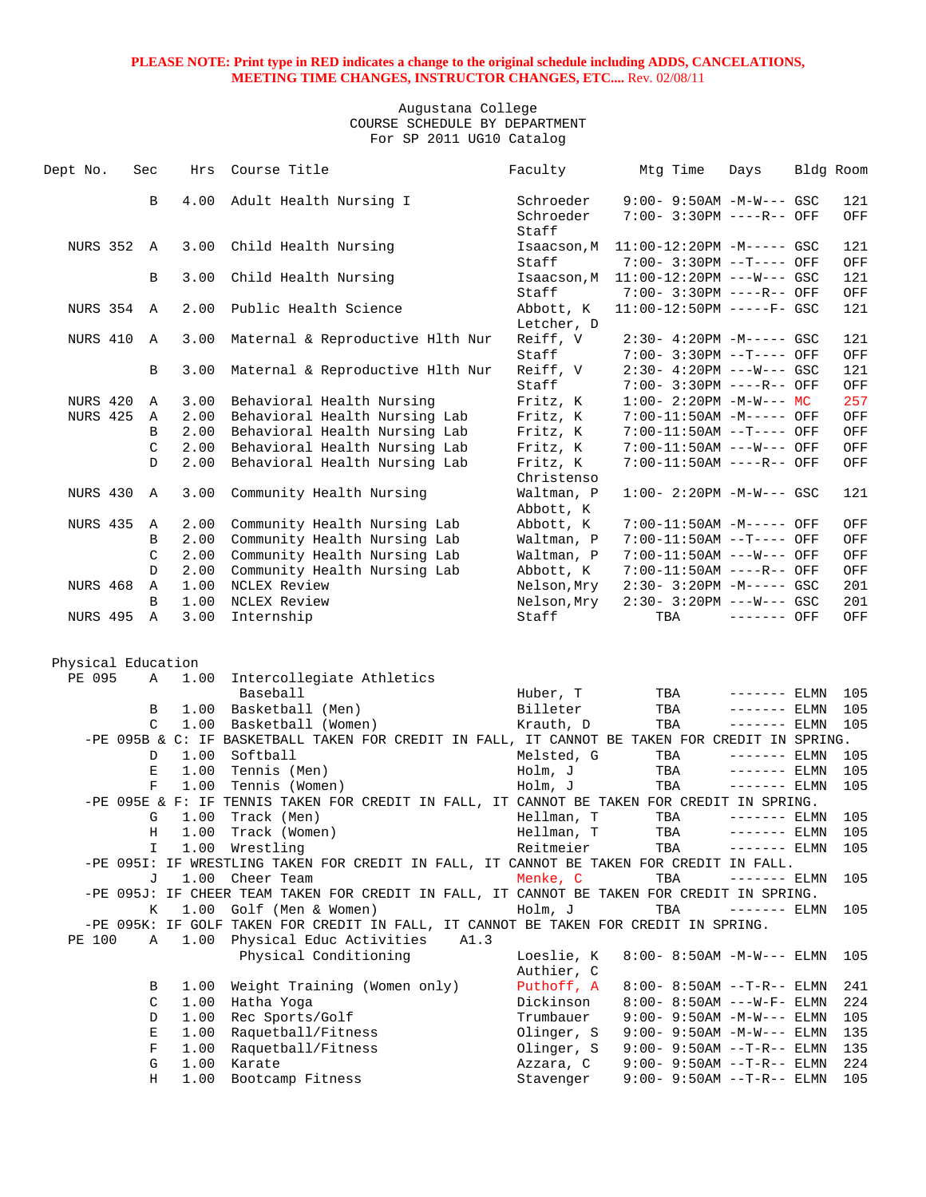**PLEASE NOTE: Print type in RED indicates a change to the original schedule including ADDS, CANCELATIONS, MEETING TIME CHANGES, INSTRUCTOR CHANGES, ETC....** Rev. 02/08/11

Augustana College
COURSE SCHEDULE BY DEPARTMENT
For SP 2011 UG10 Catalog

| Dept No. | Sec | Hrs | Course Title | Faculty | Mtg Time | Days | Bldg | Room |
|---|---|---|---|---|---|---|---|---|
| | B | 4.00 | Adult Health Nursing I | Schroeder | 9:00- 9:50AM | -M-W--- | GSC | 121 |
| | | | | Schroeder | 7:00- 3:30PM | ----R-- | OFF | OFF |
| | | | | Staff | | | | |
| NURS 352 | A | 3.00 | Child Health Nursing | Isaacson,M | 11:00-12:20PM | -M----- | GSC | 121 |
| | | | | Staff | 7:00- 3:30PM | --T---- | OFF | OFF |
| | B | 3.00 | Child Health Nursing | Isaacson,M | 11:00-12:20PM | ---W--- | GSC | 121 |
| | | | | Staff | 7:00- 3:30PM | ----R-- | OFF | OFF |
| NURS 354 | A | 2.00 | Public Health Science | Abbott, K | 11:00-12:50PM | -----F- | GSC | 121 |
| | | | | Letcher, D | | | | |
| NURS 410 | A | 3.00 | Maternal & Reproductive Hlth Nur | Reiff, V | 2:30- 4:20PM | -M----- | GSC | 121 |
| | | | | Staff | 7:00- 3:30PM | --T---- | OFF | OFF |
| | B | 3.00 | Maternal & Reproductive Hlth Nur | Reiff, V | 2:30- 4:20PM | ---W--- | GSC | 121 |
| | | | | Staff | 7:00- 3:30PM | ----R-- | OFF | OFF |
| NURS 420 | A | 3.00 | Behavioral Health Nursing | Fritz, K | 1:00- 2:20PM | -M-W--- | MC | 257 |
| NURS 425 | A | 2.00 | Behavioral Health Nursing Lab | Fritz, K | 7:00-11:50AM | -M----- | OFF | OFF |
| | B | 2.00 | Behavioral Health Nursing Lab | Fritz, K | 7:00-11:50AM | --T---- | OFF | OFF |
| | C | 2.00 | Behavioral Health Nursing Lab | Fritz, K | 7:00-11:50AM | ---W--- | OFF | OFF |
| | D | 2.00 | Behavioral Health Nursing Lab | Fritz, K | 7:00-11:50AM | ----R-- | OFF | OFF |
| | | | | Christenso | | | | |
| NURS 430 | A | 3.00 | Community Health Nursing | Waltman, P | 1:00- 2:20PM | -M-W--- | GSC | 121 |
| | | | | Abbott, K | | | | |
| NURS 435 | A | 2.00 | Community Health Nursing Lab | Abbott, K | 7:00-11:50AM | -M----- | OFF | OFF |
| | B | 2.00 | Community Health Nursing Lab | Waltman, P | 7:00-11:50AM | --T---- | OFF | OFF |
| | C | 2.00 | Community Health Nursing Lab | Waltman, P | 7:00-11:50AM | ---W--- | OFF | OFF |
| | D | 2.00 | Community Health Nursing Lab | Abbott, K | 7:00-11:50AM | ----R-- | OFF | OFF |
| NURS 468 | A | 1.00 | NCLEX Review | Nelson,Mry | 2:30- 3:20PM | -M----- | GSC | 201 |
| | B | 1.00 | NCLEX Review | Nelson,Mry | 2:30- 3:20PM | ---W--- | GSC | 201 |
| NURS 495 | A | 3.00 | Internship | Staff | TBA | ------- | OFF | OFF |

## Physical Education

| Dept No. | Sec | Hrs | Course Title | Faculty | Mtg Time | Days | Bldg | Room |
|---|---|---|---|---|---|---|---|---|
| PE 095 | A | 1.00 | Intercollegiate Athletics Baseball | Huber, T | TBA | ------- | ELMN | 105 |
| | B | 1.00 | Basketball (Men) | Billeter | TBA | ------- | ELMN | 105 |
| | C | 1.00 | Basketball (Women) | Krauth, D | TBA | ------- | ELMN | 105 |
| -PE 095B & C: IF BASKETBALL TAKEN FOR CREDIT IN FALL, IT CANNOT BE TAKEN FOR CREDIT IN SPRING. | | | | | | | | |
| | D | 1.00 | Softball | Melsted, G | TBA | ------- | ELMN | 105 |
| | E | 1.00 | Tennis (Men) | Holm, J | TBA | ------- | ELMN | 105 |
| | F | 1.00 | Tennis (Women) | Holm, J | TBA | ------- | ELMN | 105 |
| -PE 095E & F: IF TENNIS TAKEN FOR CREDIT IN FALL, IT CANNOT BE TAKEN FOR CREDIT IN SPRING. | | | | | | | | |
| | G | 1.00 | Track (Men) | Hellman, T | TBA | ------- | ELMN | 105 |
| | H | 1.00 | Track (Women) | Hellman, T | TBA | ------- | ELMN | 105 |
| | I | 1.00 | Wrestling | Reitmeier | TBA | ------- | ELMN | 105 |
| -PE 095I: IF WRESTLING TAKEN FOR CREDIT IN FALL, IT CANNOT BE TAKEN FOR CREDIT IN FALL. | | | | | | | | |
| | J | 1.00 | Cheer Team | Menke, C | TBA | ------- | ELMN | 105 |
| -PE 095J: IF CHEER TEAM TAKEN FOR CREDIT IN FALL, IT CANNOT BE TAKEN FOR CREDIT IN SPRING. | | | | | | | | |
| | K | 1.00 | Golf (Men & Women) | Holm, J | TBA | ------- | ELMN | 105 |
| -PE 095K: IF GOLF TAKEN FOR CREDIT IN FALL, IT CANNOT BE TAKEN FOR CREDIT IN SPRING. | | | | | | | | |
| PE 100 | A | 1.00 | Physical Educ Activities A1.3 Physical Conditioning | Loeslie, K | 8:00- 8:50AM | -M-W--- | ELMN | 105 |
| | | | | Authier, C | | | | |
| | B | 1.00 | Weight Training (Women only) | Puthoff, A | 8:00- 8:50AM | --T-R-- | ELMN | 241 |
| | C | 1.00 | Hatha Yoga | Dickinson | 8:00- 8:50AM | ---W-F- | ELMN | 224 |
| | D | 1.00 | Rec Sports/Golf | Trumbauer | 9:00- 9:50AM | -M-W--- | ELMN | 105 |
| | E | 1.00 | Raquetball/Fitness | Olinger, S | 9:00- 9:50AM | -M-W--- | ELMN | 135 |
| | F | 1.00 | Raquetball/Fitness | Olinger, S | 9:00- 9:50AM | --T-R-- | ELMN | 135 |
| | G | 1.00 | Karate | Azzara, C | 9:00- 9:50AM | --T-R-- | ELMN | 224 |
| | H | 1.00 | Bootcamp Fitness | Stavenger | 9:00- 9:50AM | --T-R-- | ELMN | 105 |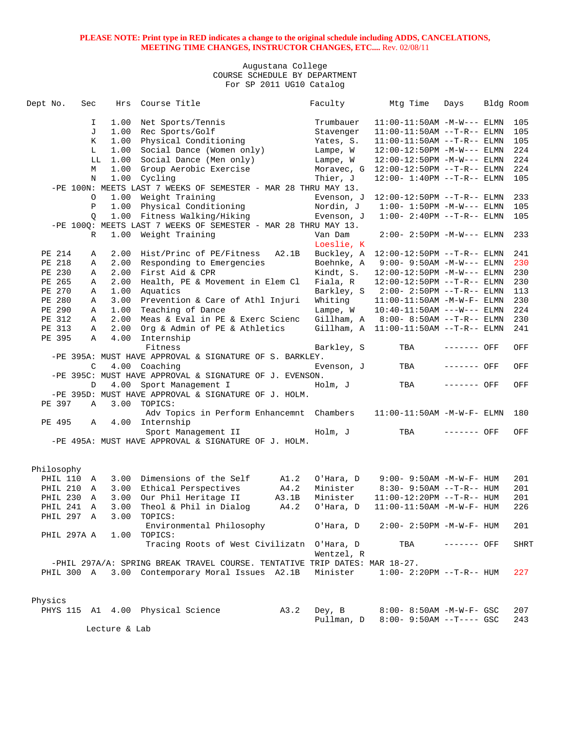**PLEASE NOTE: Print type in RED indicates a change to the original schedule including ADDS, CANCELATIONS, MEETING TIME CHANGES, INSTRUCTOR CHANGES, ETC....** Rev. 02/08/11

Augustana College
COURSE SCHEDULE BY DEPARTMENT
For SP 2011 UG10 Catalog

| Dept No. | Sec | Hrs | Course Title | | Faculty | Mtg Time | Days | Bldg | Room |
|---|---|---|---|---|---|---|---|---|---|
| | I | 1.00 | Net Sports/Tennis | | Trumbauer | 11:00-11:50AM | -M-W--- | ELMN | 105 |
| | J | 1.00 | Rec Sports/Golf | | Stavenger | 11:00-11:50AM | --T-R-- | ELMN | 105 |
| | K | 1.00 | Physical Conditioning | | Yates, S. | 11:00-11:50AM | --T-R-- | ELMN | 105 |
| | L | 1.00 | Social Dance (Women only) | | Lampe, W | 12:00-12:50PM | -M-W--- | ELMN | 224 |
| | LL | 1.00 | Social Dance (Men only) | | Lampe, W | 12:00-12:50PM | -M-W--- | ELMN | 224 |
| | M | 1.00 | Group Aerobic Exercise | | Moravec, G | 12:00-12:50PM | --T-R-- | ELMN | 224 |
| | N | 1.00 | Cycling | | Thier, J | 12:00- 1:40PM | --T-R-- | ELMN | 105 |
| -PE 100N: MEETS LAST 7 WEEKS OF SEMESTER - MAR 28 THRU MAY 13. | | | | | | | | | |
| | O | 1.00 | Weight Training | | Evenson, J | 12:00-12:50PM | --T-R-- | ELMN | 233 |
| | P | 1.00 | Physical Conditioning | | Nordin, J | 1:00- 1:50PM | -M-W--- | ELMN | 105 |
| | Q | 1.00 | Fitness Walking/Hiking | | Evenson, J | 1:00- 2:40PM | --T-R-- | ELMN | 105 |
| -PE 100Q: MEETS LAST 7 WEEKS OF SEMESTER - MAR 28 THRU MAY 13. | | | | | | | | | |
| | R | 1.00 | Weight Training | | Van Dam<br>Loeslie, K | 2:00- 2:50PM | -M-W--- | ELMN | 233 |
| PE 214 | A | 2.00 | Hist/Princ of PE/Fitness | A2.1B | Buckley, A | 12:00-12:50PM | --T-R-- | ELMN | 241 |
| PE 218 | A | 2.00 | Responding to Emergencies | | Boehnke, A | 9:00- 9:50AM | -M-W--- | ELMN | 230 |
| PE 230 | A | 2.00 | First Aid & CPR | | Kindt, S. | 12:00-12:50PM | -M-W--- | ELMN | 230 |
| PE 265 | A | 2.00 | Health, PE & Movement in Elem Cl | | Fiala, R | 12:00-12:50PM | --T-R-- | ELMN | 230 |
| PE 270 | A | 1.00 | Aquatics | | Barkley, S | 2:00- 2:50PM | --T-R-- | ELMN | 113 |
| PE 280 | A | 3.00 | Prevention & Care of Athl Injuri | | Whiting | 11:00-11:50AM | -M-W-F- | ELMN | 230 |
| PE 290 | A | 1.00 | Teaching of Dance | | Lampe, W | 10:40-11:50AM | ---W--- | ELMN | 224 |
| PE 312 | A | 2.00 | Meas & Eval in PE & Exerc Scienc | | Gillham, A | 8:00- 8:50AM | --T-R-- | ELMN | 230 |
| PE 313 | A | 2.00 | Org & Admin of PE & Athletics | | Gillham, A | 11:00-11:50AM | --T-R-- | ELMN | 241 |
| PE 395 | A | 4.00 | Internship<br>Fitness | | Barkley, S | TBA | ------- | OFF | OFF |
| -PE 395A: MUST HAVE APPROVAL & SIGNATURE OF S. BARKLEY. | | | | | | | | | |
| | C | 4.00 | Coaching | | Evenson, J | TBA | ------- | OFF | OFF |
| -PE 395C: MUST HAVE APPROVAL & SIGNATURE OF J. EVENSON. | | | | | | | | | |
| | D | 4.00 | Sport Management I | | Holm, J | TBA | ------- | OFF | OFF |
| -PE 395D: MUST HAVE APPROVAL & SIGNATURE OF J. HOLM. | | | | | | | | | |
| PE 397 | A | 3.00 | TOPICS:<br>Adv Topics in Perform Enhancemnt | | Chambers | 11:00-11:50AM | -M-W-F- | ELMN | 180 |
| PE 495 | A | 4.00 | Internship<br>Sport Management II | | Holm, J | TBA | ------- | OFF | OFF |
| -PE 495A: MUST HAVE APPROVAL & SIGNATURE OF J. HOLM. | | | | | | | | | |

Philosophy

| Dept No. | Sec | Hrs | Course Title | | Faculty | Mtg Time | Days | Bldg | Room |
|---|---|---|---|---|---|---|---|---|---|
| PHIL 110 | A | 3.00 | Dimensions of the Self | A1.2 | O'Hara, D | 9:00- 9:50AM | -M-W-F- | HUM | 201 |
| PHIL 210 | A | 3.00 | Ethical Perspectives | A4.2 | Minister | 8:30- 9:50AM | --T-R-- | HUM | 201 |
| PHIL 230 | A | 3.00 | Our Phil Heritage II | A3.1B | Minister | 11:00-12:20PM | --T-R-- | HUM | 201 |
| PHIL 241 | A | 3.00 | Theol & Phil in Dialog | A4.2 | O'Hara, D | 11:00-11:50AM | -M-W-F- | HUM | 226 |
| PHIL 297 | A | 3.00 | TOPICS:<br>Environmental Philosophy | | O'Hara, D | 2:00- 2:50PM | -M-W-F- | HUM | 201 |
| PHIL 297A | A | 1.00 | TOPICS:<br>Tracing Roots of West Civilizatn | | O'Hara, D<br>Wentzel, R | TBA | ------- | OFF | SHRT |
| -PHIL 297A/A: SPRING BREAK TRAVEL COURSE. TENTATIVE TRIP DATES: MAR 18-27. | | | | | | | | | |
| PHIL 300 | A | 3.00 | Contemporary Moral Issues | A2.1B | Minister | 1:00- 2:20PM | --T-R-- | HUM | 227 |

Physics

| Dept No. | Sec | Hrs | Course Title | | Faculty | Mtg Time | Days | Bldg | Room |
|---|---|---|---|---|---|---|---|---|---|
| PHYS 115 | A1 | 4.00 | Physical Science | A3.2 | Dey, B<br>Pullman, D | 8:00- 8:50AM<br>8:00- 9:50AM | -M-W-F-<br>--T---- | GSC<br>GSC | 207<br>243 |
| Lecture & Lab | | | | | | | | | |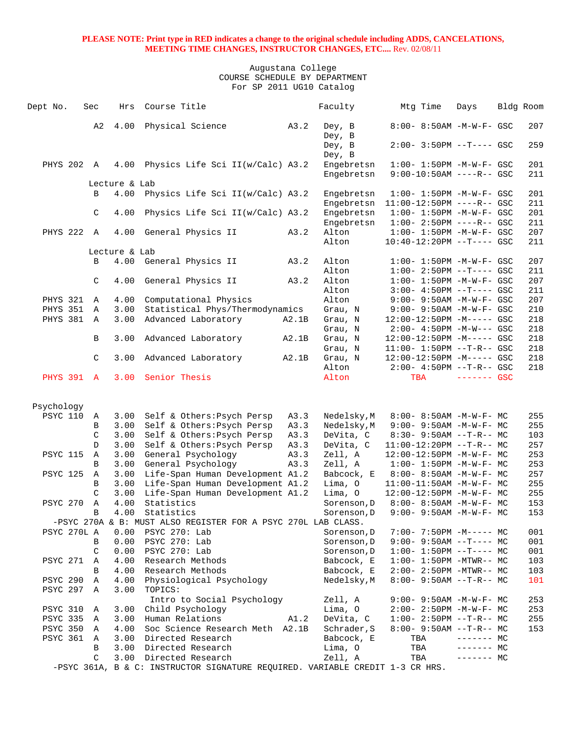**PLEASE NOTE: Print type in RED indicates a change to the original schedule including ADDS, CANCELATIONS, MEETING TIME CHANGES, INSTRUCTOR CHANGES, ETC....** Rev. 02/08/11

Augustana College
COURSE SCHEDULE BY DEPARTMENT
For SP 2011 UG10 Catalog

| Dept No. | Sec | Hrs | Course Title | | Faculty | Mtg Time | Days | Bldg | Room |
|---|---|---|---|---|---|---|---|---|---|
| | A2 | 4.00 | Physical Science | A3.2 | Dey, B | 8:00- 8:50AM | -M-W-F- | GSC | 207 |
| | | | | | Dey, B | | | | |
| | | | | | Dey, B | 2:00- 3:50PM | --T---- | GSC | 259 |
| | | | | | Dey, B | | | | |
| PHYS 202 | A | 4.00 | Physics Life Sci II(w/Calc) | A3.2 | Engebretsn | 1:00- 1:50PM | -M-W-F- | GSC | 201 |
| | | | | | Engebretsn | 9:00-10:50AM | ----R-- | GSC | 211 |
| | Lecture & Lab | | | | | | | | |
| | B | 4.00 | Physics Life Sci II(w/Calc) | A3.2 | Engebretsn | 1:00- 1:50PM | -M-W-F- | GSC | 201 |
| | | | | | Engebretsn | 11:00-12:50PM | ----R-- | GSC | 211 |
| | C | 4.00 | Physics Life Sci II(w/Calc) | A3.2 | Engebretsn | 1:00- 1:50PM | -M-W-F- | GSC | 201 |
| | | | | | Engebretsn | 1:00- 2:50PM | ----R-- | GSC | 211 |
| PHYS 222 | A | 4.00 | General Physics II | A3.2 | Alton | 1:00- 1:50PM | -M-W-F- | GSC | 207 |
| | | | | | Alton | 10:40-12:20PM | --T---- | GSC | 211 |
| | Lecture & Lab | | | | | | | | |
| | B | 4.00 | General Physics II | A3.2 | Alton | 1:00- 1:50PM | -M-W-F- | GSC | 207 |
| | | | | | Alton | 1:00- 2:50PM | --T---- | GSC | 211 |
| | C | 4.00 | General Physics II | A3.2 | Alton | 1:00- 1:50PM | -M-W-F- | GSC | 207 |
| | | | | | Alton | 3:00- 4:50PM | --T---- | GSC | 211 |
| PHYS 321 | A | 4.00 | Computational Physics | | Alton | 9:00- 9:50AM | -M-W-F- | GSC | 207 |
| PHYS 351 | A | 3.00 | Statistical Phys/Thermodynamics | | Grau, N | 9:00- 9:50AM | -M-W-F- | GSC | 210 |
| PHYS 381 | A | 3.00 | Advanced Laboratory | A2.1B | Grau, N | 12:00-12:50PM | -M----- | GSC | 218 |
| | | | | | Grau, N | 2:00- 4:50PM | -M-W--- | GSC | 218 |
| | B | 3.00 | Advanced Laboratory | A2.1B | Grau, N | 12:00-12:50PM | -M----- | GSC | 218 |
| | | | | | Grau, N | 11:00- 1:50PM | --T-R-- | GSC | 218 |
| | C | 3.00 | Advanced Laboratory | A2.1B | Grau, N | 12:00-12:50PM | -M----- | GSC | 218 |
| | | | | | Alton | 2:00- 4:50PM | --T-R-- | GSC | 218 |
| PHYS 391 | A | 3.00 | Senior Thesis | | Alton | TBA | ------- | GSC | |

Psychology

| Dept No. | Sec | Hrs | Course Title | | Faculty | Mtg Time | Days | Bldg | Room |
|---|---|---|---|---|---|---|---|---|---|
| PSYC 110 | A | 3.00 | Self & Others:Psych Persp | A3.3 | Nedelsky,M | 8:00- 8:50AM | -M-W-F- | MC | 255 |
| | B | 3.00 | Self & Others:Psych Persp | A3.3 | Nedelsky,M | 9:00- 9:50AM | -M-W-F- | MC | 255 |
| | C | 3.00 | Self & Others:Psych Persp | A3.3 | DeVita, C | 8:30- 9:50AM | --T-R-- | MC | 103 |
| | D | 3.00 | Self & Others:Psych Persp | A3.3 | DeVita, C | 11:00-12:20PM | --T-R-- | MC | 257 |
| PSYC 115 | A | 3.00 | General Psychology | A3.3 | Zell, A | 12:00-12:50PM | -M-W-F- | MC | 253 |
| | B | 3.00 | General Psychology | A3.3 | Zell, A | 1:00- 1:50PM | -M-W-F- | MC | 253 |
| PSYC 125 | A | 3.00 | Life-Span Human Development | A1.2 | Babcock, E | 8:00- 8:50AM | -M-W-F- | MC | 257 |
| | B | 3.00 | Life-Span Human Development | A1.2 | Lima, O | 11:00-11:50AM | -M-W-F- | MC | 255 |
| | C | 3.00 | Life-Span Human Development | A1.2 | Lima, O | 12:00-12:50PM | -M-W-F- | MC | 255 |
| PSYC 270 | A | 4.00 | Statistics | | Sorenson,D | 8:00- 8:50AM | -M-W-F- | MC | 153 |
| | B | 4.00 | Statistics | | Sorenson,D | 9:00- 9:50AM | -M-W-F- | MC | 153 |
| -PSYC 270A & B: MUST ALSO REGISTER FOR A PSYC 270L LAB CLASS. | | | | | | | | | |
| PSYC 270L | A | 0.00 | PSYC 270: Lab | | Sorenson,D | 7:00- 7:50PM | -M----- | MC | 001 |
| | B | 0.00 | PSYC 270: Lab | | Sorenson,D | 9:00- 9:50AM | --T---- | MC | 001 |
| | C | 0.00 | PSYC 270: Lab | | Sorenson,D | 1:00- 1:50PM | --T---- | MC | 001 |
| PSYC 271 | A | 4.00 | Research Methods | | Babcock, E | 1:00- 1:50PM | -MTWR-- | MC | 103 |
| | B | 4.00 | Research Methods | | Babcock, E | 2:00- 2:50PM | -MTWR-- | MC | 103 |
| PSYC 290 | A | 4.00 | Physiological Psychology | | Nedelsky,M | 8:00- 9:50AM | --T-R-- | MC | 101 |
| PSYC 297 | A | 3.00 | TOPICS: | | | | | | |
| | | | Intro to Social Psychology | | Zell, A | 9:00- 9:50AM | -M-W-F- | MC | 253 |
| PSYC 310 | A | 3.00 | Child Psychology | | Lima, O | 2:00- 2:50PM | -M-W-F- | MC | 253 |
| PSYC 335 | A | 3.00 | Human Relations | A1.2 | DeVita, C | 1:00- 2:50PM | --T-R-- | MC | 255 |
| PSYC 350 | A | 4.00 | Soc Science Research Meth | A2.1B | Schrader,S | 8:00- 9:50AM | --T-R-- | MC | 153 |
| PSYC 361 | A | 3.00 | Directed Research | | Babcock, E | TBA | ------- | MC | |
| | B | 3.00 | Directed Research | | Lima, O | TBA | ------- | MC | |
| | C | 3.00 | Directed Research | | Zell, A | TBA | ------- | MC | |

-PSYC 361A, B & C: INSTRUCTOR SIGNATURE REQUIRED. VARIABLE CREDIT 1-3 CR HRS.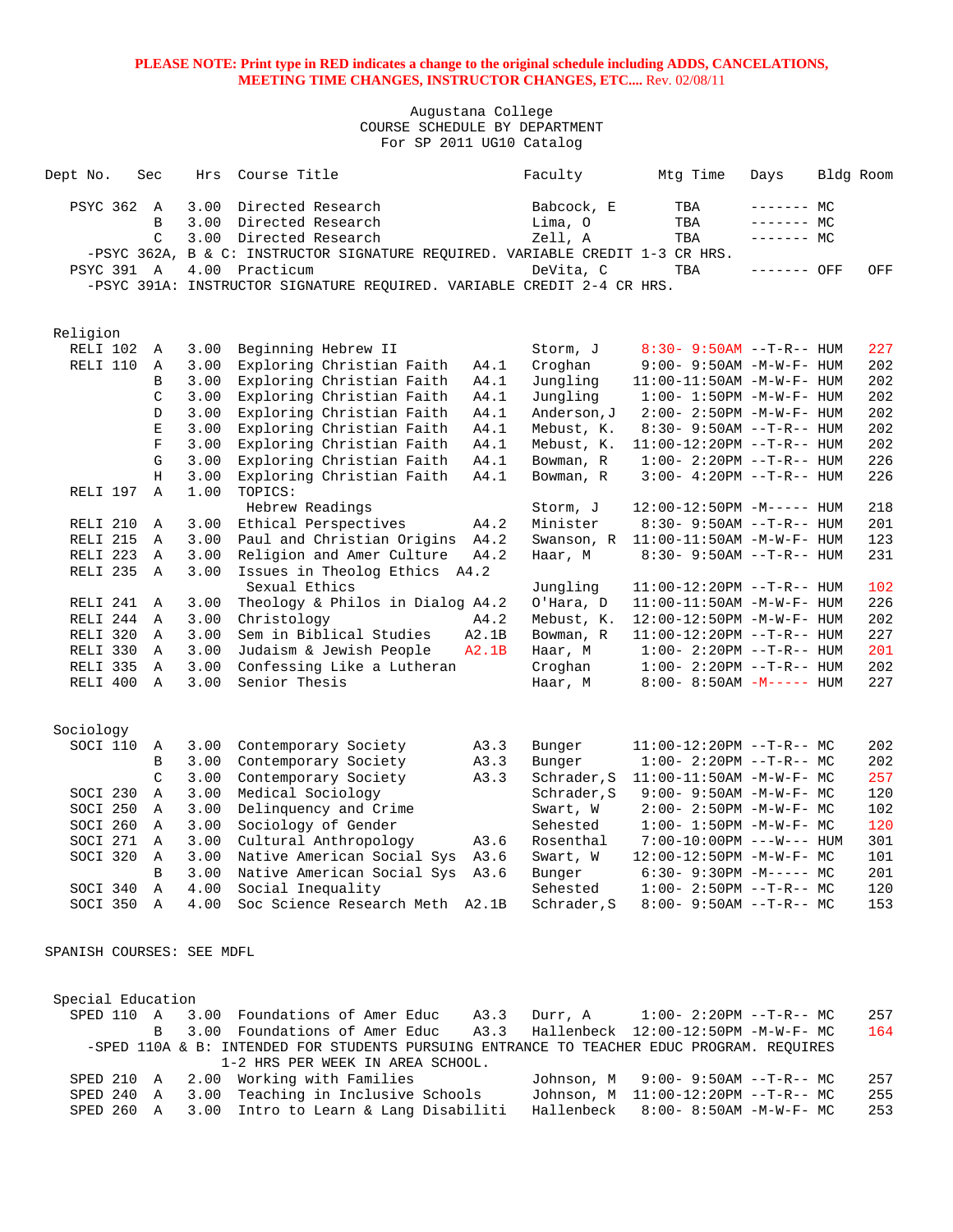**PLEASE NOTE: Print type in RED indicates a change to the original schedule including ADDS, CANCELATIONS, MEETING TIME CHANGES, INSTRUCTOR CHANGES, ETC....** Rev. 02/08/11

Augustana College
COURSE SCHEDULE BY DEPARTMENT
For SP 2011 UG10 Catalog

| Dept No. | Sec | Hrs | Course Title | | Faculty | Mtg Time | Days | Bldg | Room |
|---|---|---|---|---|---|---|---|---|---|
| PSYC 362 | A | 3.00 | Directed Research | | Babcock, E | TBA | ------- | MC | |
| | B | 3.00 | Directed Research | | Lima, O | TBA | ------- | MC | |
| | C | 3.00 | Directed Research | | Zell, A | TBA | ------- | MC | |

-PSYC 362A, B & C: INSTRUCTOR SIGNATURE REQUIRED. VARIABLE CREDIT 1-3 CR HRS.

| Dept No. | Sec | Hrs | Course Title | | Faculty | Mtg Time | Days | Bldg | Room |
|---|---|---|---|---|---|---|---|---|---|
| PSYC 391 | A | 4.00 | Practicum | | DeVita, C | TBA | ------- | OFF | OFF |

-PSYC 391A: INSTRUCTOR SIGNATURE REQUIRED. VARIABLE CREDIT 2-4 CR HRS.

## Religion

| Dept No. | Sec | Hrs | Course Title | | Faculty | Mtg Time | Days | Bldg | Room |
|---|---|---|---|---|---|---|---|---|---|
| RELI 102 | A | 3.00 | Beginning Hebrew II | | Storm, J | 8:30- 9:50AM | --T-R-- | HUM | 227 |
| RELI 110 | A | 3.00 | Exploring Christian Faith | A4.1 | Croghan | 9:00- 9:50AM | -M-W-F- | HUM | 202 |
| | B | 3.00 | Exploring Christian Faith | A4.1 | Jungling | 11:00-11:50AM | -M-W-F- | HUM | 202 |
| | C | 3.00 | Exploring Christian Faith | A4.1 | Jungling | 1:00- 1:50PM | -M-W-F- | HUM | 202 |
| | D | 3.00 | Exploring Christian Faith | A4.1 | Anderson,J | 2:00- 2:50PM | -M-W-F- | HUM | 202 |
| | E | 3.00 | Exploring Christian Faith | A4.1 | Mebust, K. | 8:30- 9:50AM | --T-R-- | HUM | 202 |
| | F | 3.00 | Exploring Christian Faith | A4.1 | Mebust, K. | 11:00-12:20PM | --T-R-- | HUM | 202 |
| | G | 3.00 | Exploring Christian Faith | A4.1 | Bowman, R | 1:00- 2:20PM | --T-R-- | HUM | 226 |
| | H | 3.00 | Exploring Christian Faith | A4.1 | Bowman, R | 3:00- 4:20PM | --T-R-- | HUM | 226 |
| RELI 197 | A | 1.00 | TOPICS: | | | | | | |
| | | | Hebrew Readings | | Storm, J | 12:00-12:50PM | -M----- | HUM | 218 |
| RELI 210 | A | 3.00 | Ethical Perspectives | A4.2 | Minister | 8:30- 9:50AM | --T-R-- | HUM | 201 |
| RELI 215 | A | 3.00 | Paul and Christian Origins | A4.2 | Swanson, R | 11:00-11:50AM | -M-W-F- | HUM | 123 |
| RELI 223 | A | 3.00 | Religion and Amer Culture | A4.2 | Haar, M | 8:30- 9:50AM | --T-R-- | HUM | 231 |
| RELI 235 | A | 3.00 | Issues in Theolog Ethics | A4.2 | | | | | |
| | | | Sexual Ethics | | Jungling | 11:00-12:20PM | --T-R-- | HUM | 102 |
| RELI 241 | A | 3.00 | Theology & Philos in Dialog | A4.2 | O'Hara, D | 11:00-11:50AM | -M-W-F- | HUM | 226 |
| RELI 244 | A | 3.00 | Christology | A4.2 | Mebust, K. | 12:00-12:50PM | -M-W-F- | HUM | 202 |
| RELI 320 | A | 3.00 | Sem in Biblical Studies | A2.1B | Bowman, R | 11:00-12:20PM | --T-R-- | HUM | 227 |
| RELI 330 | A | 3.00 | Judaism & Jewish People | A2.1B | Haar, M | 1:00- 2:20PM | --T-R-- | HUM | 201 |
| RELI 335 | A | 3.00 | Confessing Like a Lutheran | | Croghan | 1:00- 2:20PM | --T-R-- | HUM | 202 |
| RELI 400 | A | 3.00 | Senior Thesis | | Haar, M | 8:00- 8:50AM | -M----- | HUM | 227 |

## Sociology

| Dept No. | Sec | Hrs | Course Title | | Faculty | Mtg Time | Days | Bldg | Room |
|---|---|---|---|---|---|---|---|---|---|
| SOCI 110 | A | 3.00 | Contemporary Society | A3.3 | Bunger | 11:00-12:20PM | --T-R-- | MC | 202 |
| | B | 3.00 | Contemporary Society | A3.3 | Bunger | 1:00- 2:20PM | --T-R-- | MC | 202 |
| | C | 3.00 | Contemporary Society | A3.3 | Schrader,S | 11:00-11:50AM | -M-W-F- | MC | 257 |
| SOCI 230 | A | 3.00 | Medical Sociology | | Schrader,S | 9:00- 9:50AM | -M-W-F- | MC | 120 |
| SOCI 250 | A | 3.00 | Delinquency and Crime | | Swart, W | 2:00- 2:50PM | -M-W-F- | MC | 102 |
| SOCI 260 | A | 3.00 | Sociology of Gender | | Sehested | 1:00- 1:50PM | -M-W-F- | MC | 120 |
| SOCI 271 | A | 3.00 | Cultural Anthropology | A3.6 | Rosenthal | 7:00-10:00PM | ---W--- | HUM | 301 |
| SOCI 320 | A | 3.00 | Native American Social Sys | A3.6 | Swart, W | 12:00-12:50PM | -M-W-F- | MC | 101 |
| | B | 3.00 | Native American Social Sys | A3.6 | Bunger | 6:30- 9:30PM | -M----- | MC | 201 |
| SOCI 340 | A | 4.00 | Social Inequality | | Sehested | 1:00- 2:50PM | --T-R-- | MC | 120 |
| SOCI 350 | A | 4.00 | Soc Science Research Meth | A2.1B | Schrader,S | 8:00- 9:50AM | --T-R-- | MC | 153 |

SPANISH COURSES: SEE MDFL

## Special Education

| Dept No. | Sec | Hrs | Course Title | | Faculty | Mtg Time | Days | Bldg | Room |
|---|---|---|---|---|---|---|---|---|---|
| SPED 110 | A | 3.00 | Foundations of Amer Educ | A3.3 | Durr, A | 1:00- 2:20PM | --T-R-- | MC | 257 |
| | B | 3.00 | Foundations of Amer Educ | A3.3 | Hallenbeck | 12:00-12:50PM | -M-W-F- | MC | 164 |

-SPED 110A & B: INTENDED FOR STUDENTS PURSUING ENTRANCE TO TEACHER EDUC PROGRAM. REQUIRES 1-2 HRS PER WEEK IN AREA SCHOOL.

| Dept No. | Sec | Hrs | Course Title | | Faculty | Mtg Time | Days | Bldg | Room |
|---|---|---|---|---|---|---|---|---|---|
| SPED 210 | A | 2.00 | Working with Families | | Johnson, M | 9:00- 9:50AM | --T-R-- | MC | 257 |
| SPED 240 | A | 3.00 | Teaching in Inclusive Schools | | Johnson, M | 11:00-12:20PM | --T-R-- | MC | 255 |
| SPED 260 | A | 3.00 | Intro to Learn & Lang Disabiliti | | Hallenbeck | 8:00- 8:50AM | -M-W-F- | MC | 253 |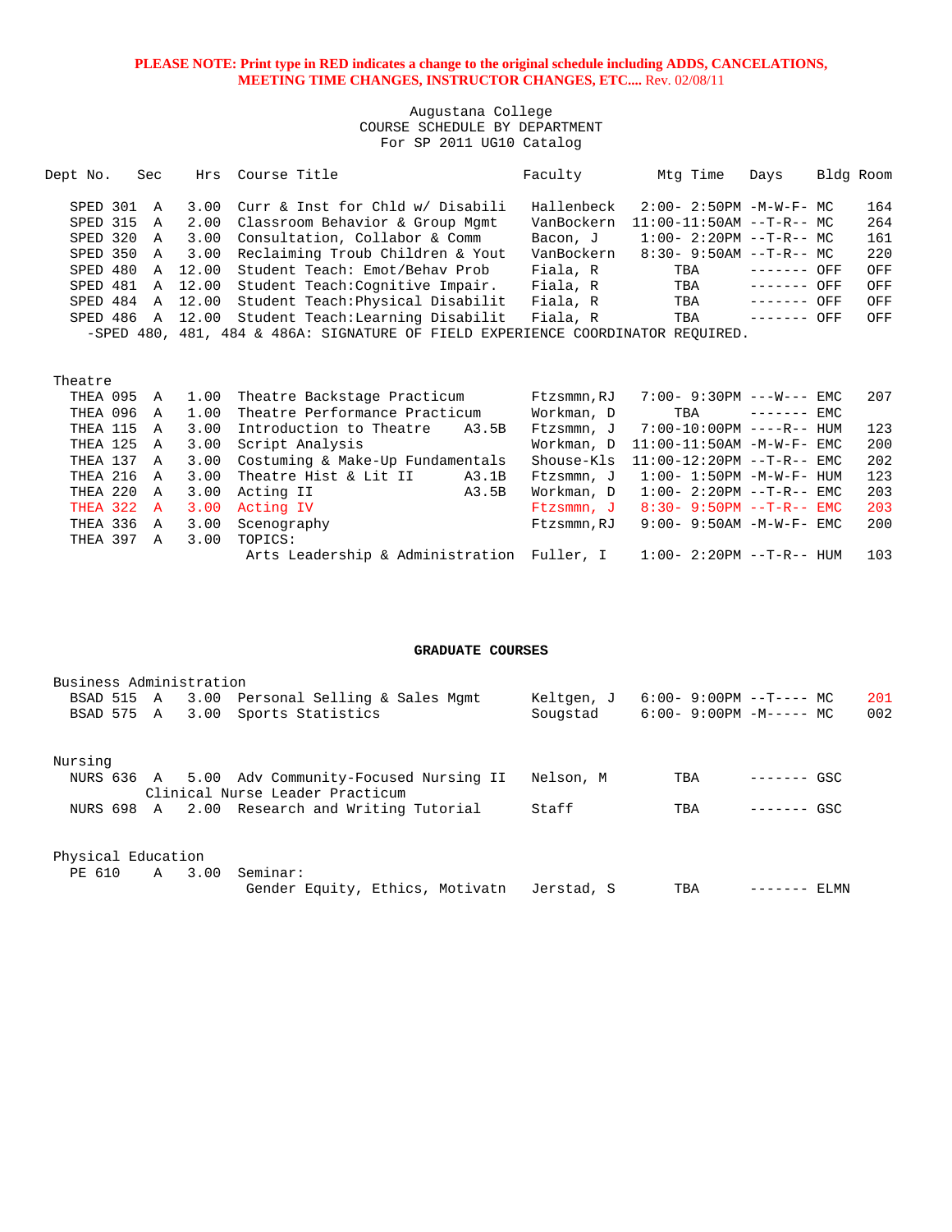**PLEASE NOTE: Print type in RED indicates a change to the original schedule including ADDS, CANCELATIONS, MEETING TIME CHANGES, INSTRUCTOR CHANGES, ETC....** Rev. 02/08/11

Augustana College
COURSE SCHEDULE BY DEPARTMENT
For SP 2011 UG10 Catalog

| Dept No. | Sec | Hrs | Course Title | | Faculty | Mtg Time | Days | Bldg | Room |
|---|---|---|---|---|---|---|---|---|---|
| SPED 301 | A | 3.00 | Curr & Inst for Chld w/ Disabili | | Hallenbeck | 2:00- 2:50PM | -M-W-F- | MC | 164 |
| SPED 315 | A | 2.00 | Classroom Behavior & Group Mgmt | | VanBockern | 11:00-11:50AM | --T-R-- | MC | 264 |
| SPED 320 | A | 3.00 | Consultation, Collabor & Comm | | Bacon, J | 1:00- 2:20PM | --T-R-- | MC | 161 |
| SPED 350 | A | 3.00 | Reclaiming Troub Children & Yout | | VanBockern | 8:30- 9:50AM | --T-R-- | MC | 220 |
| SPED 480 | A | 12.00 | Student Teach: Emot/Behav Prob | | Fiala, R | TBA | ------- | OFF | OFF |
| SPED 481 | A | 12.00 | Student Teach:Cognitive Impair. | | Fiala, R | TBA | ------- | OFF | OFF |
| SPED 484 | A | 12.00 | Student Teach:Physical Disabilit | | Fiala, R | TBA | ------- | OFF | OFF |
| SPED 486 | A | 12.00 | Student Teach:Learning Disabilit | | Fiala, R | TBA | ------- | OFF | OFF |

-SPED 480, 481, 484 & 486A: SIGNATURE OF FIELD EXPERIENCE COORDINATOR REQUIRED.

Theatre

| Dept No. | Sec | Hrs | Course Title | | Faculty | Mtg Time | Days | Bldg | Room |
|---|---|---|---|---|---|---|---|---|---|
| THEA 095 | A | 1.00 | Theatre Backstage Practicum | | Ftzsmmn,RJ | 7:00- 9:30PM | ---W--- | EMC | 207 |
| THEA 096 | A | 1.00 | Theatre Performance Practicum | | Workman, D | TBA | ------- | EMC | |
| THEA 115 | A | 3.00 | Introduction to Theatre | A3.5B | Ftzsmmn, J | 7:00-10:00PM | ----R-- | HUM | 123 |
| THEA 125 | A | 3.00 | Script Analysis | | Workman, D | 11:00-11:50AM | -M-W-F- | EMC | 200 |
| THEA 137 | A | 3.00 | Costuming & Make-Up Fundamentals | | Shouse-Kls | 11:00-12:20PM | --T-R-- | EMC | 202 |
| THEA 216 | A | 3.00 | Theatre Hist & Lit II | A3.1B | Ftzsmmn, J | 1:00- 1:50PM | -M-W-F- | HUM | 123 |
| THEA 220 | A | 3.00 | Acting II | A3.5B | Workman, D | 1:00- 2:20PM | --T-R-- | EMC | 203 |
| THEA 322 | A | 3.00 | Acting IV | | Ftzsmmn, J | 8:30- 9:50PM | --T-R-- | EMC | 203 |
| THEA 336 | A | 3.00 | Scenography | | Ftzsmmn,RJ | 9:00- 9:50AM | -M-W-F- | EMC | 200 |
| THEA 397 | A | 3.00 | TOPICS: | | | | | | |
| | | | Arts Leadership & Administration | | Fuller, I | 1:00- 2:20PM | --T-R-- | HUM | 103 |

**GRADUATE COURSES**

Business Administration

| Dept No. | Sec | Hrs | Course Title | Faculty | Mtg Time | Days | Bldg | Room |
|---|---|---|---|---|---|---|---|---|
| BSAD 515 | A | 3.00 | Personal Selling & Sales Mgmt | Keltgen, J | 6:00- 9:00PM | --T---- | MC | 201 |
| BSAD 575 | A | 3.00 | Sports Statistics | Sougstad | 6:00- 9:00PM | -M----- | MC | 002 |

Nursing

| Dept No. | Sec | Hrs | Course Title | Faculty | Mtg Time | Days | Bldg | Room |
|---|---|---|---|---|---|---|---|---|
| NURS 636 | A | 5.00 | Adv Community-Focused Nursing II | Nelson, M | TBA | ------- | GSC | |
| | | | Clinical Nurse Leader Practicum | | | | | |
| NURS 698 | A | 2.00 | Research and Writing Tutorial | Staff | TBA | ------- | GSC | |

Physical Education

| Dept No. | Sec | Hrs | Course Title | Faculty | Mtg Time | Days | Bldg | Room |
|---|---|---|---|---|---|---|---|---|
| PE 610 | A | 3.00 | Seminar: | | | | | |
| | | | Gender Equity, Ethics, Motivatn | Jerstad, S | TBA | ------- | ELMN | |